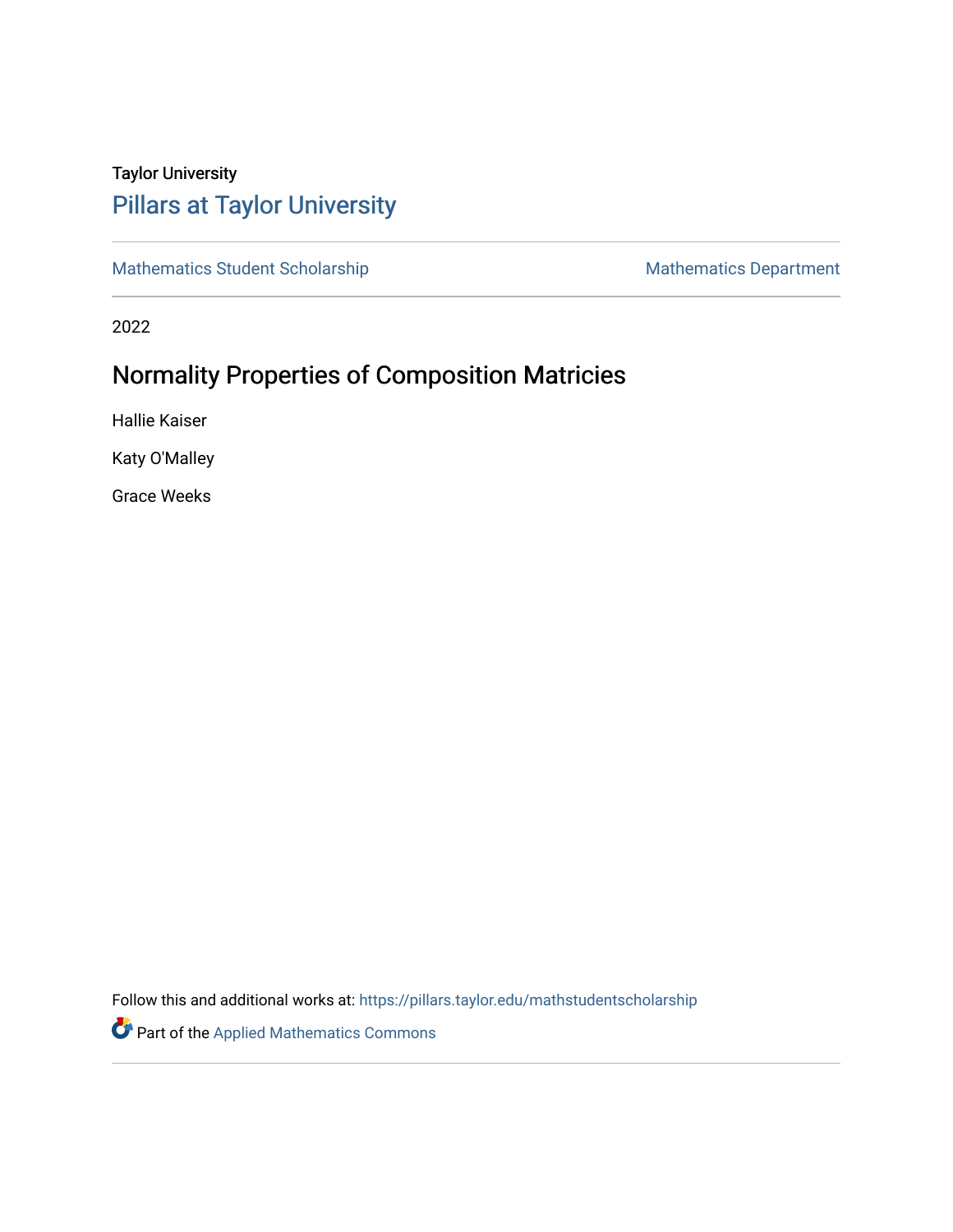Taylor University

# Pillars at Taylor University

Mathematics Student Scholarship | Mathematics Department

2022

## Normality Properties of Composition Matricies

Hallie Kaiser

Katy O'Malley

Grace Weeks

Follow this and additional works at: https://pillars.taylor.edu/mathstudentscholarship

Part of the Applied Mathematics Commons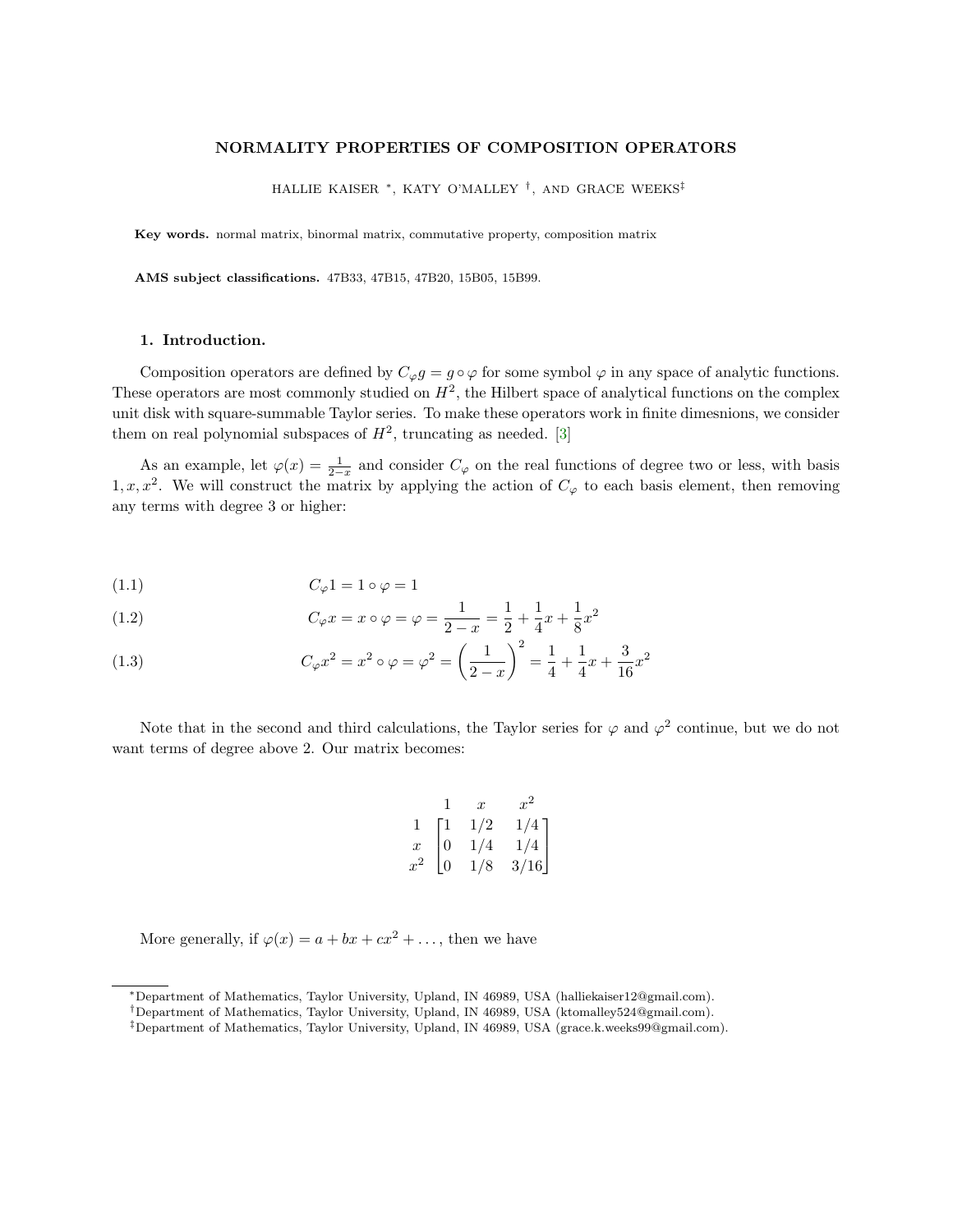**NORMALITY PROPERTIES OF COMPOSITION OPERATORS**

HALLIE KAISER [*], KATY O'MALLEY [†], AND GRACE WEEKS[‡]

**Key words.** normal matrix, binormal matrix, commutative property, composition matrix

**AMS subject classifications.** 47B33, 47B15, 47B20, 15B05, 15B99.

## 1. Introduction.

Composition operators are defined by $C_\varphi g = g \circ \varphi$ for some symbol $\varphi$ in any space of analytic functions. These operators are most commonly studied on $H^2$, the Hilbert space of analytical functions on the complex unit disk with square-summable Taylor series. To make these operators work in finite dimesnions, we consider them on real polynomial subspaces of $H^2$, truncating as needed. [3]

As an example, let $\varphi(x) = \frac{1}{2-x}$ and consider $C_\varphi$ on the real functions of degree two or less, with basis $1, x, x^2$. We will construct the matrix by applying the action of $C_\varphi$ to each basis element, then removing any terms with degree 3 or higher:

$$C_\varphi 1 = 1 \circ \varphi = 1 \tag{1.1}$$

$$C_\varphi x = x \circ \varphi = \varphi = \frac{1}{2-x} = \frac{1}{2} + \frac{1}{4}x + \frac{1}{8}x^2 \tag{1.2}$$

$$C_\varphi x^2 = x^2 \circ \varphi = \varphi^2 = \left(\frac{1}{2-x}\right)^2 = \frac{1}{4} + \frac{1}{4}x + \frac{3}{16}x^2 \tag{1.3}$$

Note that in the second and third calculations, the Taylor series for $\varphi$ and $\varphi^2$ continue, but we do not want terms of degree above 2. Our matrix becomes:

$$\begin{array}{c|ccc} & 1 & x & x^2 \\ \hline 1 & 1 & 1/2 & 1/4 \\ x & 0 & 1/4 & 1/4 \\ x^2 & 0 & 1/8 & 3/16 \end{array}$$

More generally, if $\varphi(x) = a + bx + cx^2 + \dots$, then we have

---

[*] Department of Mathematics, Taylor University, Upland, IN 46989, USA (halliekaiser12@gmail.com).

[†] Department of Mathematics, Taylor University, Upland, IN 46989, USA (ktomalley524@gmail.com).

[‡] Department of Mathematics, Taylor University, Upland, IN 46989, USA (grace.k.weeks99@gmail.com).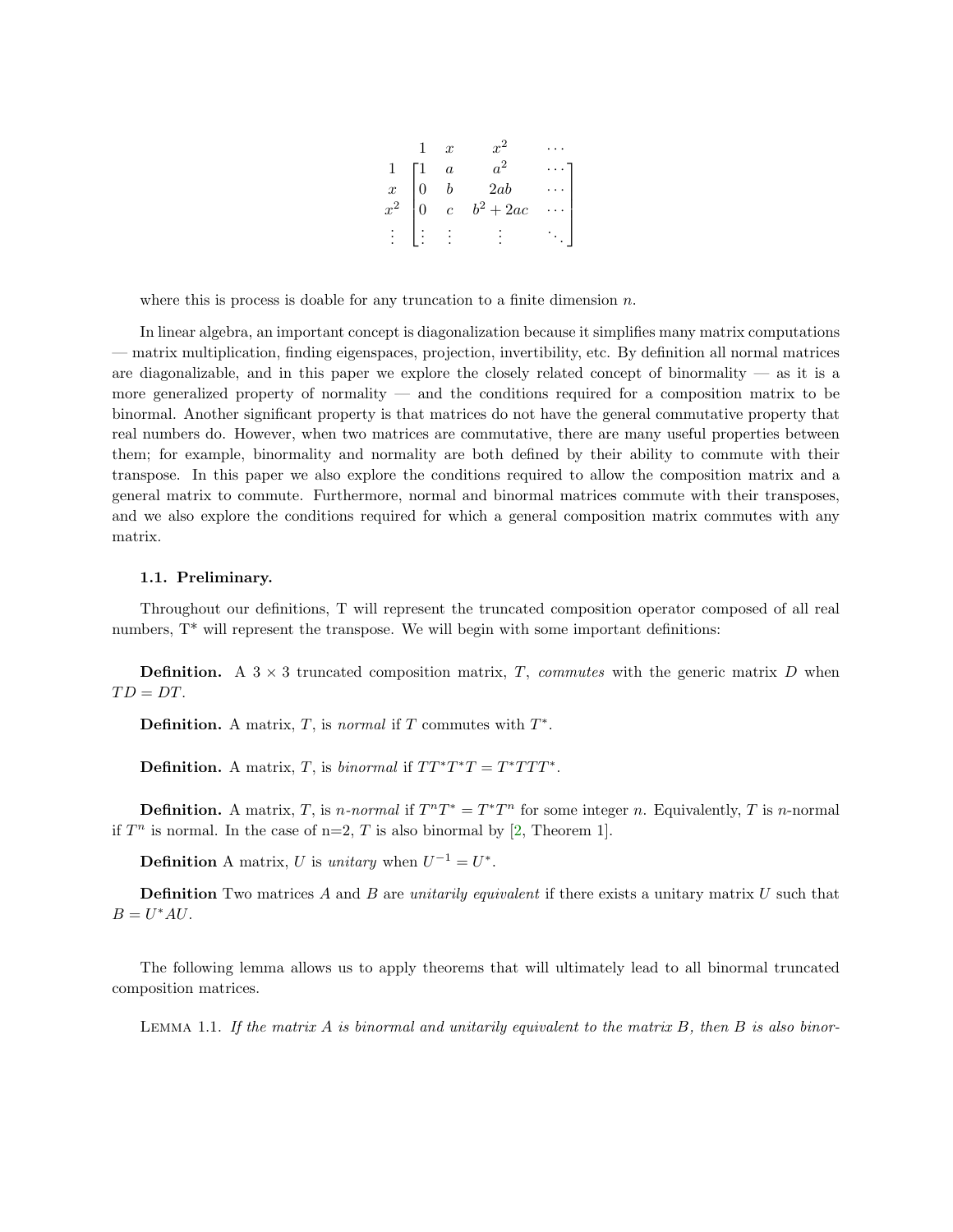$$
\begin{array}{c} \\ 1 \\ x \\ x^2 \\ \vdots \end{array}
\begin{array}{c}
\begin{array}{cccc} 1 & x & x^2 & \cdots \end{array} \\
\begin{bmatrix}
1 & a & a^2 & \cdots \\
0 & b & 2ab & \cdots \\
0 & c & b^2 + 2ac & \cdots \\
\vdots & \vdots & \vdots & \ddots
\end{bmatrix}
\end{array}
$$

where this is process is doable for any truncation to a finite dimension $n$.

In linear algebra, an important concept is diagonalization because it simplifies many matrix computations — matrix multiplication, finding eigenspaces, projection, invertibility, etc. By definition all normal matrices are diagonalizable, and in this paper we explore the closely related concept of binormality — as it is a more generalized property of normality — and the conditions required for a composition matrix to be binormal. Another significant property is that matrices do not have the general commutative property that real numbers do. However, when two matrices are commutative, there are many useful properties between them; for example, binormality and normality are both defined by their ability to commute with their transpose. In this paper we also explore the conditions required to allow the composition matrix and a general matrix to commute. Furthermore, normal and binormal matrices commute with their transposes, and we also explore the conditions required for which a general composition matrix commutes with any matrix.

### 1.1. Preliminary.

Throughout our definitions, T will represent the truncated composition operator composed of all real numbers, T* will represent the transpose. We will begin with some important definitions:

**Definition.** A $3 \times 3$ truncated composition matrix, $T$, *commutes* with the generic matrix $D$ when $TD = DT$.

**Definition.** A matrix, $T$, is *normal* if $T$ commutes with $T^*$.

**Definition.** A matrix, $T$, is *binormal* if $TT^*T^*T = T^*TTT^*$.

**Definition.** A matrix, $T$, is *n-normal* if $T^nT^* = T^*T^n$ for some integer $n$. Equivalently, $T$ is $n$-normal if $T^n$ is normal. In the case of n=2, $T$ is also binormal by [2, Theorem 1].

**Definition** A matrix, $U$ is *unitary* when $U^{-1} = U^*$.

**Definition** Two matrices $A$ and $B$ are *unitarily equivalent* if there exists a unitary matrix $U$ such that $B = U^*AU$.

The following lemma allows us to apply theorems that will ultimately lead to all binormal truncated composition matrices.

Lemma 1.1. *If the matrix $A$ is binormal and unitarily equivalent to the matrix $B$, then $B$ is also binor-*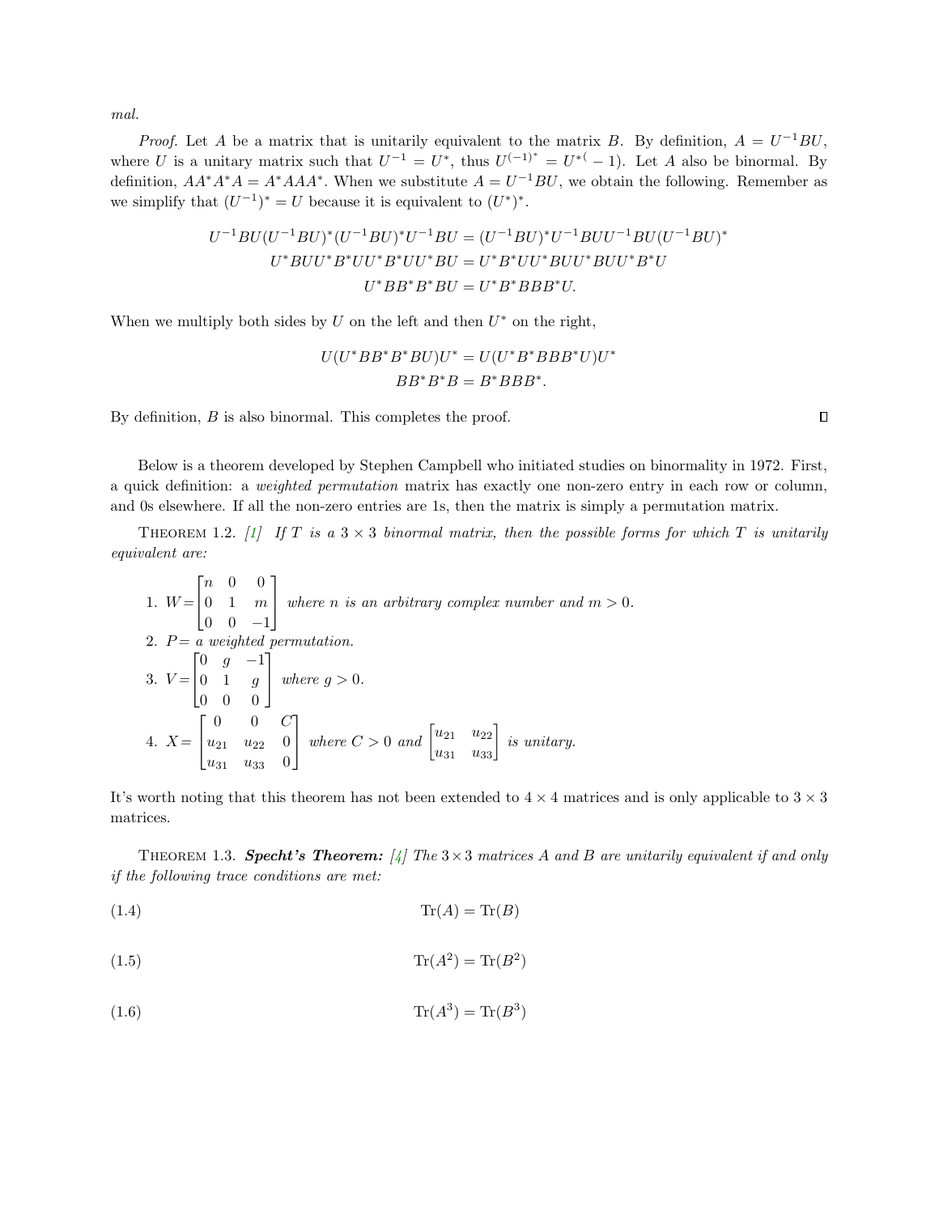*mal.*

*Proof.* Let $A$ be a matrix that is unitarily equivalent to the matrix $B$. By definition, $A = U^{-1}BU$, where $U$ is a unitary matrix such that $U^{-1} = U^*$, thus $U^{(-1)^*} = U^{*(}-1)$. Let $A$ also be binormal. By definition, $AA^*A^*A = A^*AAA^*$. When we substitute $A = U^{-1}BU$, we obtain the following. Remember as we simplify that $(U^{-1})^* = U$ because it is equivalent to $(U^*)^*$.

$$
\begin{aligned}
U^{-1}BU(U^{-1}BU)^*(U^{-1}BU)^*U^{-1}BU &= (U^{-1}BU)^*U^{-1}BUU^{-1}BU(U^{-1}BU)^* \\
U^*BUU^*B^*UU^*B^*UU^*BU &= U^*B^*UU^*BUU^*BUU^*B^*U \\
U^*BB^*B^*BU &= U^*B^*BBB^*U.
\end{aligned}
$$

When we multiply both sides by $U$ on the left and then $U^*$ on the right,

$$
\begin{aligned}
U(U^*BB^*B^*BU)U^* &= U(U^*B^*BBB^*U)U^* \\
BB^*B^*B &= B^*BBB^*.
\end{aligned}
$$

By definition, $B$ is also binormal. This completes the proof. ∎

Below is a theorem developed by Stephen Campbell who initiated studies on binormality in 1972. First, a quick definition: a *weighted permutation* matrix has exactly one non-zero entry in each row or column, and 0s elsewhere. If all the non-zero entries are 1s, then the matrix is simply a permutation matrix.

THEOREM 1.2. [1] *If $T$ is a $3 \times 3$ binormal matrix, then the possible forms for which $T$ is unitarily equivalent are:*

1. $W = \begin{bmatrix} n & 0 & 0 \\ 0 & 1 & m \\ 0 & 0 & -1 \end{bmatrix}$ *where $n$ is an arbitrary complex number and $m > 0$.*
2. $P =$ *a weighted permutation.*
3. $V = \begin{bmatrix} 0 & g & -1 \\ 0 & 1 & g \\ 0 & 0 & 0 \end{bmatrix}$ *where $g > 0$.*
4. $X = \begin{bmatrix} 0 & 0 & C \\ u_{21} & u_{22} & 0 \\ u_{31} & u_{33} & 0 \end{bmatrix}$ *where $C > 0$ and $\begin{bmatrix} u_{21} & u_{22} \\ u_{31} & u_{33} \end{bmatrix}$ is unitary.*

It's worth noting that this theorem has not been extended to $4 \times 4$ matrices and is only applicable to $3 \times 3$ matrices.

THEOREM 1.3. ***Specht's Theorem:*** [4] *The $3 \times 3$ matrices $A$ and $B$ are unitarily equivalent if and only if the following trace conditions are met:*

$$\text{Tr}(A) = \text{Tr}(B) \tag{1.4}$$

$$\text{Tr}(A^2) = \text{Tr}(B^2) \tag{1.5}$$

$$\text{Tr}(A^3) = \text{Tr}(B^3) \tag{1.6}$$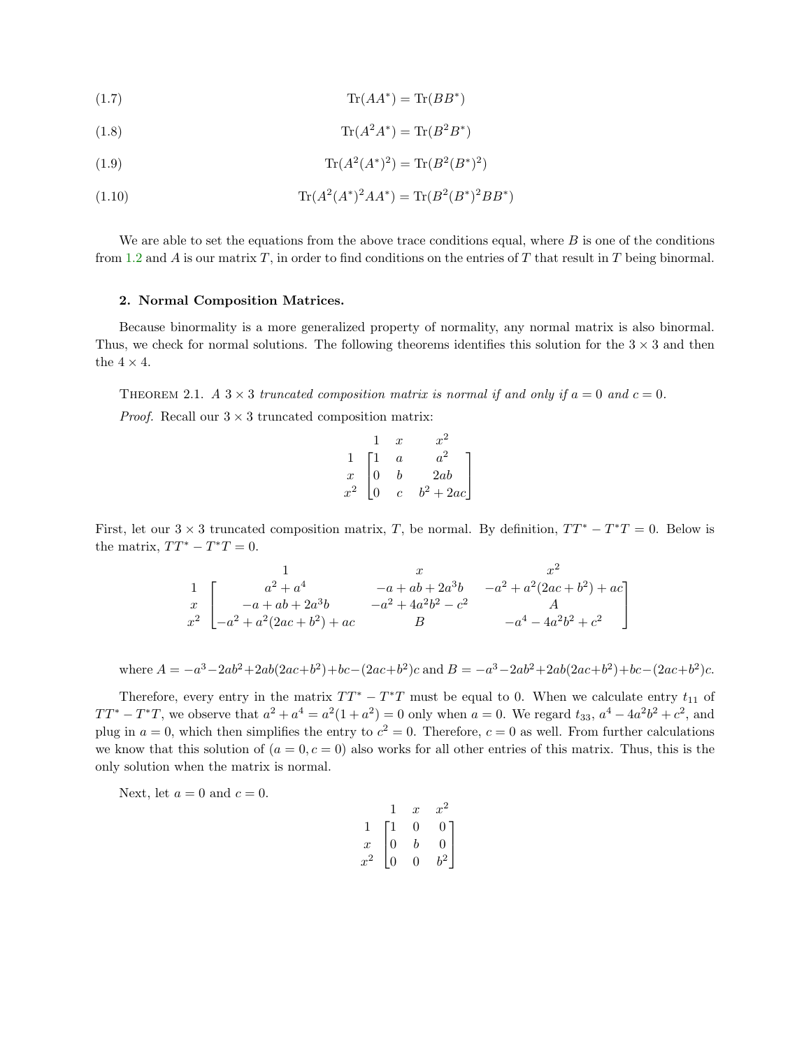$$\text{Tr}(AA^*) = \text{Tr}(BB^*) \tag{1.7}$$

$$\text{Tr}(A^2A^*) = \text{Tr}(B^2B^*) \tag{1.8}$$

$$\text{Tr}(A^2(A^*)^2) = \text{Tr}(B^2(B^*)^2) \tag{1.9}$$

$$\text{Tr}(A^2(A^*)^2AA^*) = \text{Tr}(B^2(B^*)^2BB^*) \tag{1.10}$$

We are able to set the equations from the above trace conditions equal, where $B$ is one of the conditions from 1.2 and $A$ is our matrix $T$, in order to find conditions on the entries of $T$ that result in $T$ being binormal.

## 2. Normal Composition Matrices.

Because binormality is a more generalized property of normality, any normal matrix is also binormal. Thus, we check for normal solutions. The following theorems identifies this solution for the $3 \times 3$ and then the $4 \times 4$.

THEOREM 2.1. *A $3 \times 3$ truncated composition matrix is normal if and only if $a = 0$ and $c = 0$.*

*Proof.* Recall our $3 \times 3$ truncated composition matrix:

$$\begin{array}{c} \\ 1 \\ x \\ x^2 \end{array} \begin{array}{c} \begin{array}{ccc} 1 & x & x^2 \end{array} \\ \begin{bmatrix} 1 & a & a^2 \\ 0 & b & 2ab \\ 0 & c & b^2 + 2ac \end{bmatrix} \end{array}$$

First, let our $3 \times 3$ truncated composition matrix, $T$, be normal. By definition, $TT^* - T^*T = 0$. Below is the matrix, $TT^* - T^*T = 0$.

$$\begin{array}{c} \\ 1 \\ x \\ x^2 \end{array} \begin{array}{c} \begin{array}{ccc} 1 & x & x^2 \end{array} \\ \begin{bmatrix} a^2 + a^4 & -a + ab + 2a^3b & -a^2 + a^2(2ac + b^2) + ac \\ -a + ab + 2a^3b & -a^2 + 4a^2b^2 - c^2 & A \\ -a^2 + a^2(2ac + b^2) + ac & B & -a^4 - 4a^2b^2 + c^2 \end{bmatrix} \end{array}$$

where $A = -a^3 - 2ab^2 + 2ab(2ac+b^2) + bc - (2ac+b^2)c$ and $B = -a^3 - 2ab^2 + 2ab(2ac+b^2) + bc - (2ac+b^2)c$.

Therefore, every entry in the matrix $TT^* - T^*T$ must be equal to 0. When we calculate entry $t_{11}$ of $TT^* - T^*T$, we observe that $a^2 + a^4 = a^2(1 + a^2) = 0$ only when $a = 0$. We regard $t_{33}$, $a^4 - 4a^2b^2 + c^2$, and plug in $a = 0$, which then simplifies the entry to $c^2 = 0$. Therefore, $c = 0$ as well. From further calculations we know that this solution of $(a = 0, c = 0)$ also works for all other entries of this matrix. Thus, this is the only solution when the matrix is normal.

Next, let $a = 0$ and $c = 0$.

$$\begin{array}{c} \\ 1 \\ x \\ x^2 \end{array} \begin{array}{c} \begin{array}{ccc} 1 & x & x^2 \end{array} \\ \begin{bmatrix} 1 & 0 & 0 \\ 0 & b & 0 \\ 0 & 0 & b^2 \end{bmatrix} \end{array}$$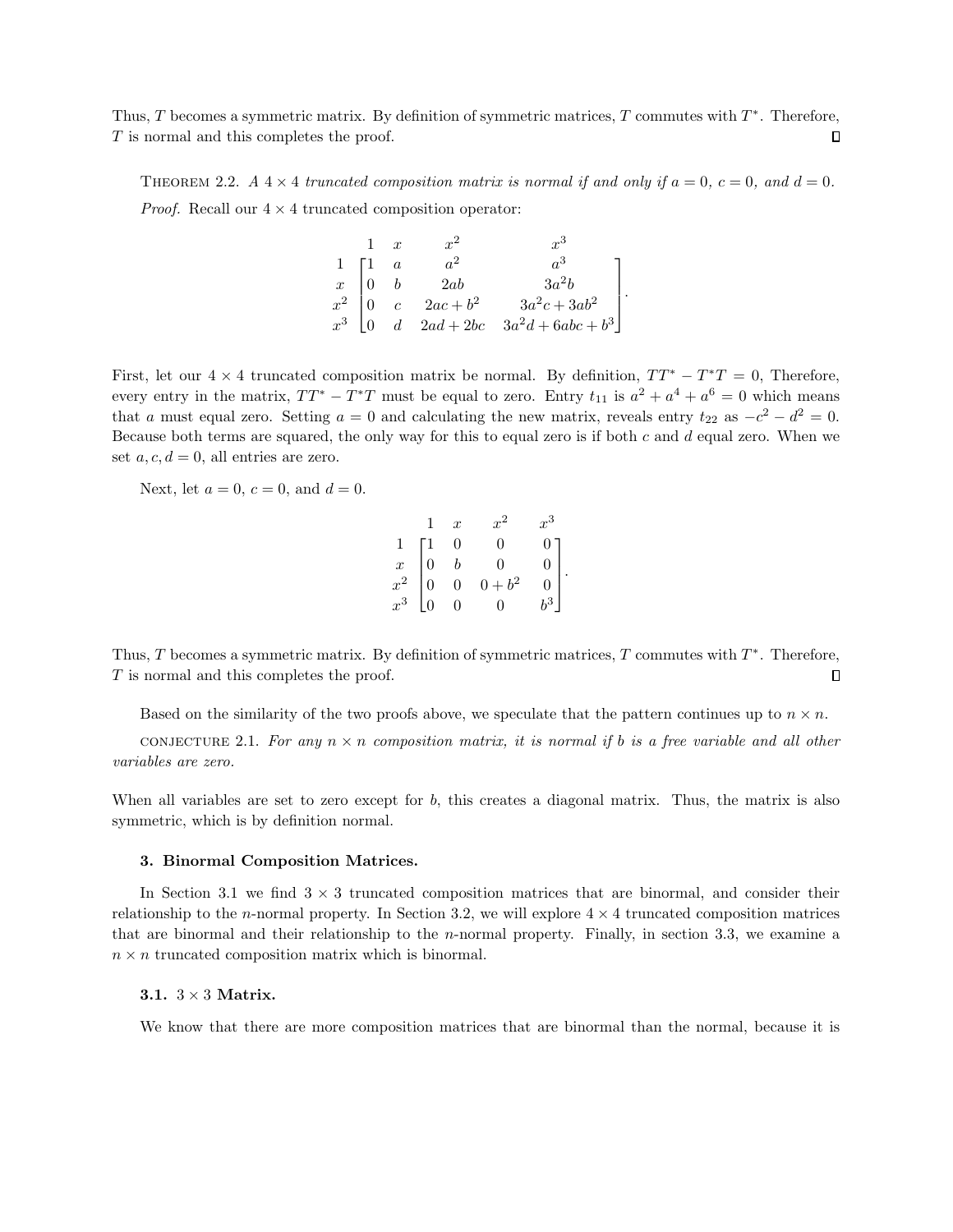Thus, $T$ becomes a symmetric matrix. By definition of symmetric matrices, $T$ commutes with $T^*$. Therefore, $T$ is normal and this completes the proof. ◻

THEOREM 2.2. *A $4 \times 4$ truncated composition matrix is normal if and only if $a = 0$, $c = 0$, and $d = 0$.*

*Proof.* Recall our $4 \times 4$ truncated composition operator:

$$\begin{array}{c} \\ 1 \\ x \\ x^2 \\ x^3 \end{array} \begin{array}{c} \begin{array}{cccc} 1 & x & x^2 & x^3 \end{array} \\ \begin{bmatrix} 1 & a & a^2 & a^3 \\ 0 & b & 2ab & 3a^2b \\ 0 & c & 2ac + b^2 & 3a^2c + 3ab^2 \\ 0 & d & 2ad + 2bc & 3a^2d + 6abc + b^3 \end{bmatrix} \end{array}.$$

First, let our $4 \times 4$ truncated composition matrix be normal. By definition, $TT^* - T^*T = 0$, Therefore, every entry in the matrix, $TT^* - T^*T$ must be equal to zero. Entry $t_{11}$ is $a^2 + a^4 + a^6 = 0$ which means that $a$ must equal zero. Setting $a = 0$ and calculating the new matrix, reveals entry $t_{22}$ as $-c^2 - d^2 = 0$. Because both terms are squared, the only way for this to equal zero is if both $c$ and $d$ equal zero. When we set $a, c, d = 0$, all entries are zero.

Next, let $a = 0$, $c = 0$, and $d = 0$.

$$\begin{array}{c} \\ 1 \\ x \\ x^2 \\ x^3 \end{array} \begin{array}{c} \begin{array}{cccc} 1 & x & x^2 & x^3 \end{array} \\ \begin{bmatrix} 1 & 0 & 0 & 0 \\ 0 & b & 0 & 0 \\ 0 & 0 & 0 + b^2 & 0 \\ 0 & 0 & 0 & b^3 \end{bmatrix} \end{array}.$$

Thus, $T$ becomes a symmetric matrix. By definition of symmetric matrices, $T$ commutes with $T^*$. Therefore, $T$ is normal and this completes the proof. ◻

Based on the similarity of the two proofs above, we speculate that the pattern continues up to $n \times n$.

CONJECTURE 2.1. *For any $n \times n$ composition matrix, it is normal if $b$ is a free variable and all other variables are zero.*

When all variables are set to zero except for $b$, this creates a diagonal matrix. Thus, the matrix is also symmetric, which is by definition normal.

### 3. Binormal Composition Matrices.

In Section 3.1 we find $3 \times 3$ truncated composition matrices that are binormal, and consider their relationship to the $n$-normal property. In Section 3.2, we will explore $4 \times 4$ truncated composition matrices that are binormal and their relationship to the $n$-normal property. Finally, in section 3.3, we examine a $n \times n$ truncated composition matrix which is binormal.

#### 3.1. $3 \times 3$ Matrix.

We know that there are more composition matrices that are binormal than the normal, because it is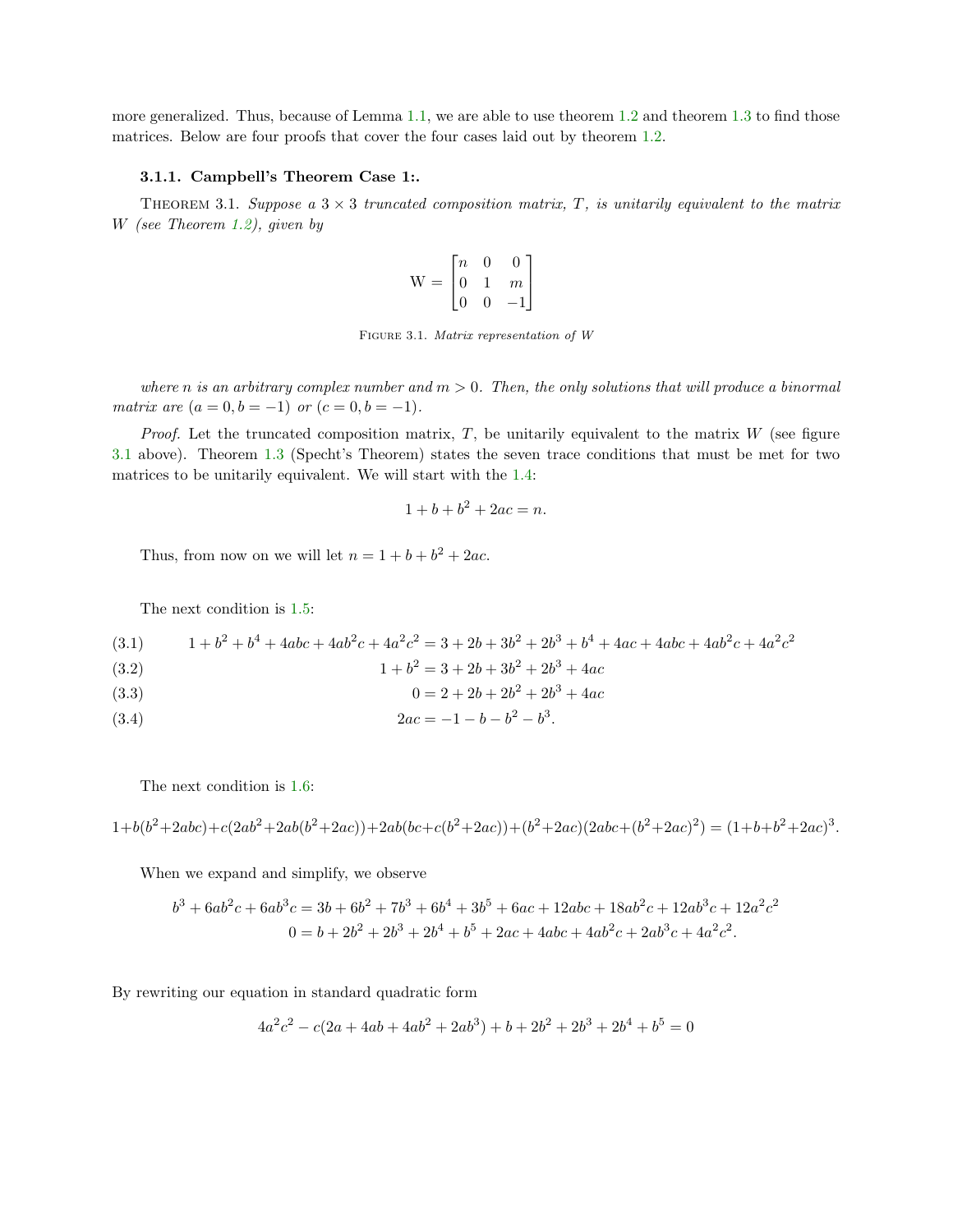more generalized. Thus, because of Lemma 1.1, we are able to use theorem 1.2 and theorem 1.3 to find those matrices. Below are four proofs that cover the four cases laid out by theorem 1.2.

#### 3.1.1. Campbell's Theorem Case 1:.

Theorem 3.1. *Suppose a $3 \times 3$ truncated composition matrix, $T$, is unitarily equivalent to the matrix $W$ (see Theorem 1.2), given by*

$$\mathrm{W} = \begin{bmatrix} n & 0 & 0 \\ 0 & 1 & m \\ 0 & 0 & -1 \end{bmatrix}$$

Figure 3.1. *Matrix representation of W*

*where $n$ is an arbitrary complex number and $m > 0$. Then, the only solutions that will produce a binormal matrix are $(a = 0, b = -1)$ or $(c = 0, b = -1)$.*

*Proof.* Let the truncated composition matrix, $T$, be unitarily equivalent to the matrix $W$ (see figure 3.1 above). Theorem 1.3 (Specht's Theorem) states the seven trace conditions that must be met for two matrices to be unitarily equivalent. We will start with the 1.4:

$$1 + b + b^2 + 2ac = n.$$

Thus, from now on we will let $n = 1 + b + b^2 + 2ac$.

The next condition is 1.5:

$$1 + b^2 + b^4 + 4abc + 4ab^2c + 4a^2c^2 = 3 + 2b + 3b^2 + 2b^3 + b^4 + 4ac + 4abc + 4ab^2c + 4a^2c^2 \tag{3.1}$$

$$1 + b^2 = 3 + 2b + 3b^2 + 2b^3 + 4ac \tag{3.2}$$

$$0 = 2 + 2b + 2b^2 + 2b^3 + 4ac \tag{3.3}$$

$$2ac = -1 - b - b^2 - b^3. \tag{3.4}$$

The next condition is 1.6:

$$1+b(b^2+2abc)+c(2ab^2+2ab(b^2+2ac))+2ab(bc+c(b^2+2ac))+(b^2+2ac)(2abc+(b^2+2ac)^2) = (1+b+b^2+2ac)^3.$$

When we expand and simplify, we observe

$$\begin{aligned} b^3 + 6ab^2c + 6ab^3c &= 3b + 6b^2 + 7b^3 + 6b^4 + 3b^5 + 6ac + 12abc + 18ab^2c + 12ab^3c + 12a^2c^2 \\ 0 &= b + 2b^2 + 2b^3 + 2b^4 + b^5 + 2ac + 4abc + 4ab^2c + 2ab^3c + 4a^2c^2. \end{aligned}$$

By rewriting our equation in standard quadratic form

$$4a^2c^2 - c(2a + 4ab + 4ab^2 + 2ab^3) + b + 2b^2 + 2b^3 + 2b^4 + b^5 = 0$$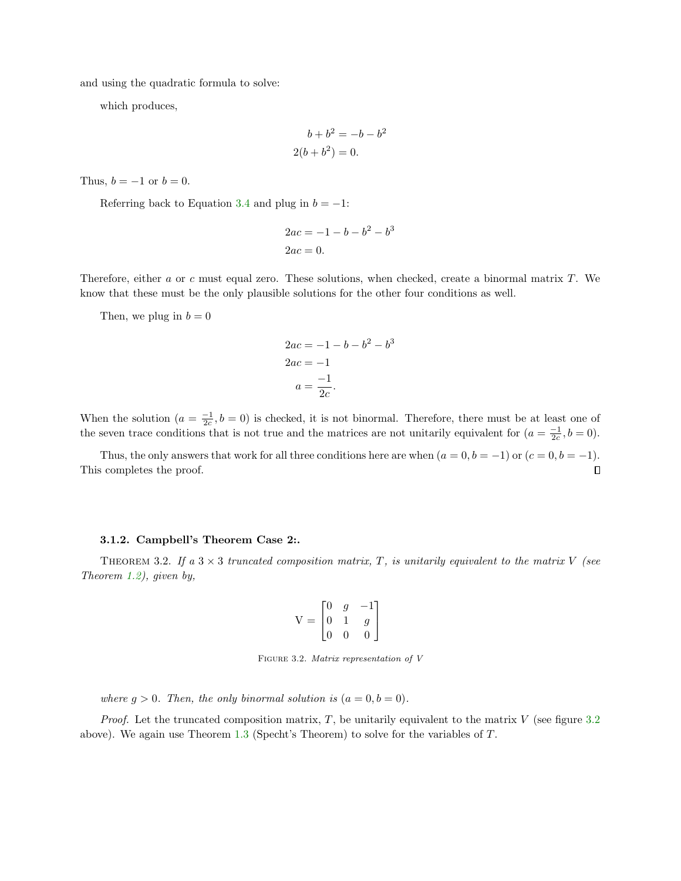and using the quadratic formula to solve:

which produces,

$$
\begin{aligned}
b + b^2 &= -b - b^2 \\
2(b + b^2) &= 0.
\end{aligned}
$$

Thus, $b = -1$ or $b = 0$.

Referring back to Equation 3.4 and plug in $b = -1$:

$$
\begin{aligned}
2ac &= -1 - b - b^2 - b^3 \\
2ac &= 0.
\end{aligned}
$$

Therefore, either $a$ or $c$ must equal zero. These solutions, when checked, create a binormal matrix $T$. We know that these must be the only plausible solutions for the other four conditions as well.

Then, we plug in $b = 0$

$$
\begin{aligned}
2ac &= -1 - b - b^2 - b^3 \\
2ac &= -1 \\
a &= \frac{-1}{2c}.
\end{aligned}
$$

When the solution $(a = \frac{-1}{2c}, b = 0)$ is checked, it is not binormal. Therefore, there must be at least one of the seven trace conditions that is not true and the matrices are not unitarily equivalent for $(a = \frac{-1}{2c}, b = 0)$.

Thus, the only answers that work for all three conditions here are when $(a = 0, b = -1)$ or $(c = 0, b = -1)$. This completes the proof. □

### 3.1.2. Campbell's Theorem Case 2:.

THEOREM 3.2. *If a $3 \times 3$ truncated composition matrix, $T$, is unitarily equivalent to the matrix $V$ (see Theorem 1.2), given by,*

$$
\mathrm{V} = \begin{bmatrix} 0 & g & -1 \\ 0 & 1 & g \\ 0 & 0 & 0 \end{bmatrix}
$$

FIGURE 3.2. *Matrix representation of V*

*where $g > 0$. Then, the only binormal solution is $(a = 0, b = 0)$.*

*Proof.* Let the truncated composition matrix, $T$, be unitarily equivalent to the matrix $V$ (see figure 3.2 above). We again use Theorem 1.3 (Specht's Theorem) to solve for the variables of $T$.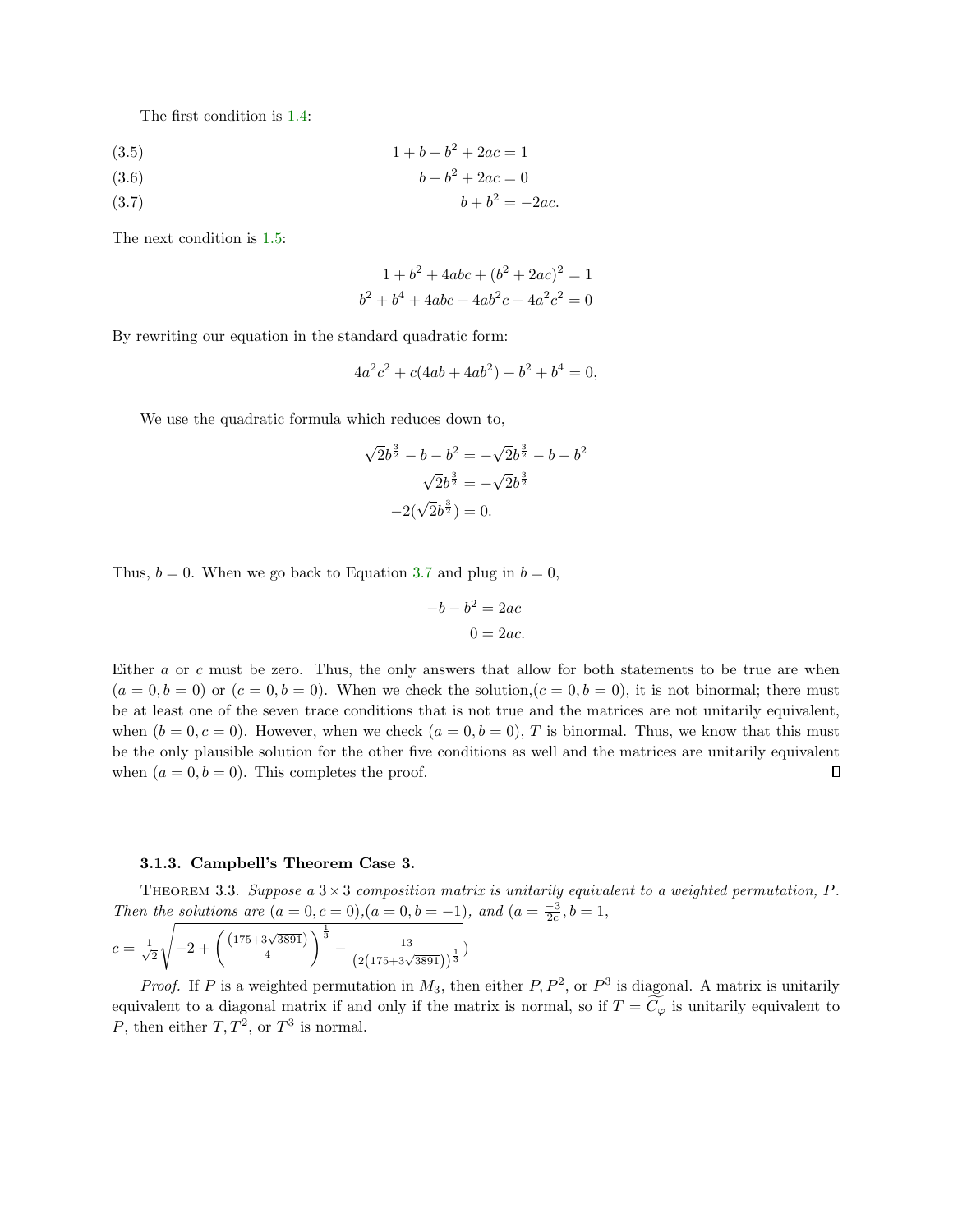The first condition is 1.4:

$$1 + b + b^2 + 2ac = 1 \tag{3.5}$$

$$b + b^2 + 2ac = 0 \tag{3.6}$$

$$b + b^2 = -2ac. \tag{3.7}$$

The next condition is 1.5:

$$1 + b^2 + 4abc + (b^2 + 2ac)^2 = 1$$
$$b^2 + b^4 + 4abc + 4ab^2c + 4a^2c^2 = 0$$

By rewriting our equation in the standard quadratic form:

$$4a^2c^2 + c(4ab + 4ab^2) + b^2 + b^4 = 0,$$

We use the quadratic formula which reduces down to,

$$\sqrt{2}b^{\frac{3}{2}} - b - b^2 = -\sqrt{2}b^{\frac{3}{2}} - b - b^2$$
$$\sqrt{2}b^{\frac{3}{2}} = -\sqrt{2}b^{\frac{3}{2}}$$
$$-2(\sqrt{2}b^{\frac{3}{2}}) = 0.$$

Thus, $b = 0$. When we go back to Equation 3.7 and plug in $b = 0$,

$$-b - b^2 = 2ac$$
$$0 = 2ac.$$

Either $a$ or $c$ must be zero. Thus, the only answers that allow for both statements to be true are when $(a = 0, b = 0)$ or $(c = 0, b = 0)$. When we check the solution,$(c = 0, b = 0)$, it is not binormal; there must be at least one of the seven trace conditions that is not true and the matrices are not unitarily equivalent, when $(b = 0, c = 0)$. However, when we check $(a = 0, b = 0)$, $T$ is binormal. Thus, we know that this must be the only plausible solution for the other five conditions as well and the matrices are unitarily equivalent when $(a = 0, b = 0)$. This completes the proof. ∎

#### 3.1.3. Campbell's Theorem Case 3.

THEOREM 3.3. *Suppose a $3 \times 3$ composition matrix is unitarily equivalent to a weighted permutation, $P$. Then the solutions are $(a = 0, c = 0)$,$(a = 0, b = -1)$, and $(a = \frac{-3}{2c}, b = 1,$*
*$c = \frac{1}{\sqrt{2}}\sqrt{-2 + \left(\frac{(175+3\sqrt{3891})}{4}\right)^{\frac{1}{3}} - \frac{13}{\left(2(175+3\sqrt{3891})\right)^{\frac{1}{3}}}})$*

*Proof.* If $P$ is a weighted permutation in $M_3$, then either $P, P^2$, or $P^3$ is diagonal. A matrix is unitarily equivalent to a diagonal matrix if and only if the matrix is normal, so if $T = \widetilde{C_\varphi}$ is unitarily equivalent to $P$, then either $T, T^2$, or $T^3$ is normal.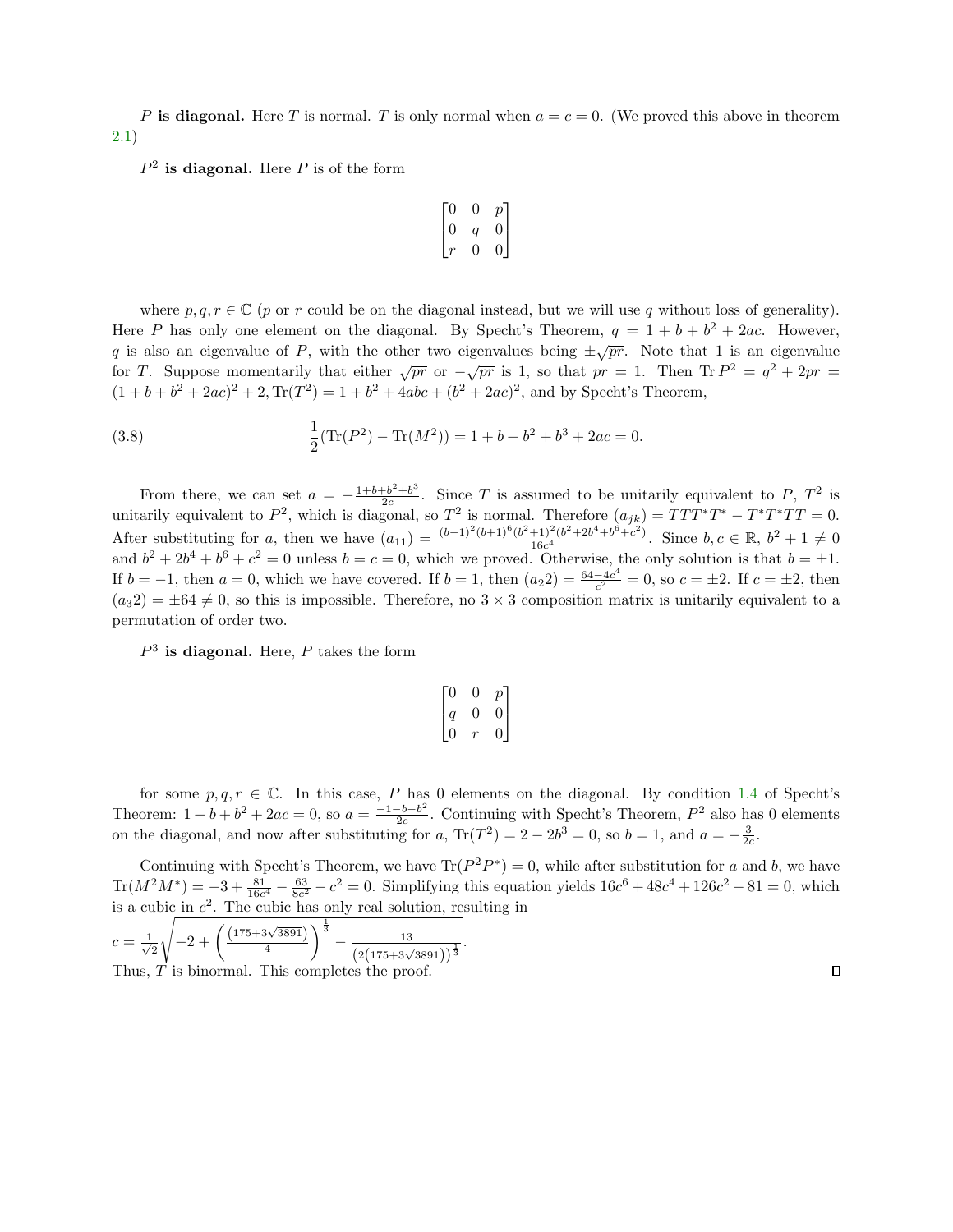**$P$ is diagonal.** Here $T$ is normal. $T$ is only normal when $a = c = 0$. (We proved this above in theorem 2.1)

**$P^2$ is diagonal.** Here $P$ is of the form

$$\begin{bmatrix} 0 & 0 & p \\ 0 & q & 0 \\ r & 0 & 0 \end{bmatrix}$$

where $p, q, r \in \mathbb{C}$ ($p$ or $r$ could be on the diagonal instead, but we will use $q$ without loss of generality). Here $P$ has only one element on the diagonal. By Specht's Theorem, $q = 1 + b + b^2 + 2ac$. However, $q$ is also an eigenvalue of $P$, with the other two eigenvalues being $\pm\sqrt{pr}$. Note that 1 is an eigenvalue for $T$. Suppose momentarily that either $\sqrt{pr}$ or $-\sqrt{pr}$ is 1, so that $pr = 1$. Then $\operatorname{Tr} P^2 = q^2 + 2pr = (1 + b + b^2 + 2ac)^2 + 2$, $\operatorname{Tr}(T^2) = 1 + b^2 + 4abc + (b^2 + 2ac)^2$, and by Specht's Theorem,

$$\frac{1}{2}(\operatorname{Tr}(P^2) - \operatorname{Tr}(M^2)) = 1 + b + b^2 + b^3 + 2ac = 0. \tag{3.8}$$

From there, we can set $a = -\frac{1+b+b^2+b^3}{2c}$. Since $T$ is assumed to be unitarily equivalent to $P$, $T^2$ is unitarily equivalent to $P^2$, which is diagonal, so $T^2$ is normal. Therefore $(a_{jk}) = TTT^*T^* - T^*T^*TT = 0$. After substituting for $a$, then we have $(a_{11}) = \frac{(b-1)^2(b+1)^6(b^2+1)^2(b^2+2b^4+b^6+c^2)}{16c^4}$. Since $b, c \in \mathbb{R}$, $b^2 + 1 \neq 0$ and $b^2 + 2b^4 + b^6 + c^2 = 0$ unless $b = c = 0$, which we proved. Otherwise, the only solution is that $b = \pm 1$. If $b = -1$, then $a = 0$, which we have covered. If $b = 1$, then $(a_22) = \frac{64-4c^4}{c^2} = 0$, so $c = \pm 2$. If $c = \pm 2$, then $(a_32) = \pm 64 \neq 0$, so this is impossible. Therefore, no $3 \times 3$ composition matrix is unitarily equivalent to a permutation of order two.

**$P^3$ is diagonal.** Here, $P$ takes the form

$$\begin{bmatrix} 0 & 0 & p \\ q & 0 & 0 \\ 0 & r & 0 \end{bmatrix}$$

for some $p, q, r \in \mathbb{C}$. In this case, $P$ has 0 elements on the diagonal. By condition 1.4 of Specht's Theorem: $1 + b + b^2 + 2ac = 0$, so $a = \frac{-1-b-b^2}{2c}$. Continuing with Specht's Theorem, $P^2$ also has 0 elements on the diagonal, and now after substituting for $a$, $\operatorname{Tr}(T^2) = 2 - 2b^3 = 0$, so $b = 1$, and $a = -\frac{3}{2c}$.

Continuing with Specht's Theorem, we have $\operatorname{Tr}(P^2P^*) = 0$, while after substitution for $a$ and $b$, we have $\operatorname{Tr}(M^2M^*) = -3 + \frac{81}{16c^4} - \frac{63}{8c^2} - c^2 = 0$. Simplifying this equation yields $16c^6 + 48c^4 + 126c^2 - 81 = 0$, which is a cubic in $c^2$. The cubic has only real solution, resulting in

$c = \frac{1}{\sqrt{2}}\sqrt{-2 + \left(\frac{(175+3\sqrt{3891})}{4}\right)^{\frac{1}{3}} - \frac{13}{\left(2(175+3\sqrt{3891})\right)^{\frac{1}{3}}}}$.

Thus, $T$ is binormal. This completes the proof. ∎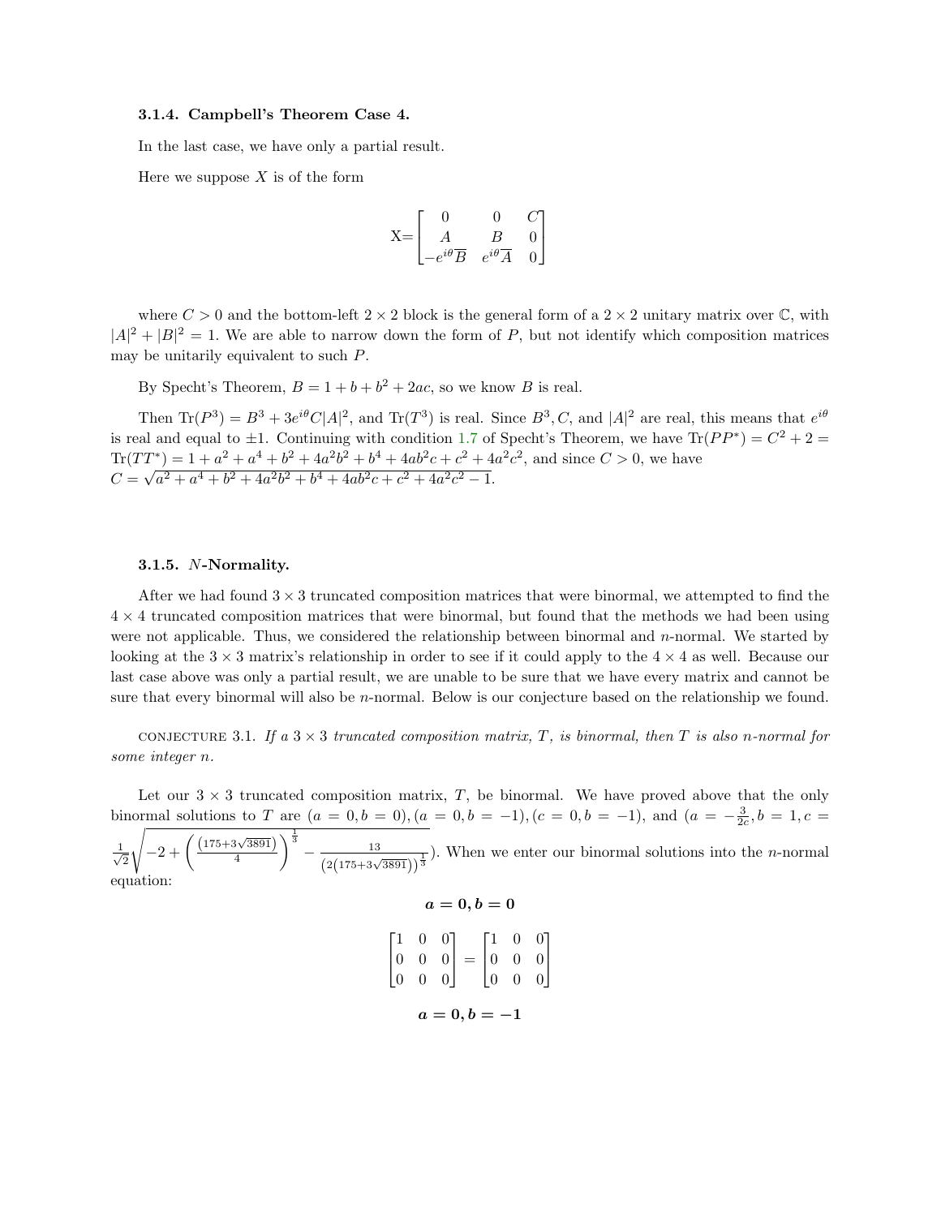### 3.1.4. Campbell's Theorem Case 4.

In the last case, we have only a partial result.

Here we suppose $X$ is of the form

$$\text{X=}\begin{bmatrix} 0 & 0 & C \\ A & B & 0 \\ -e^{i\theta}\overline{B} & e^{i\theta}\overline{A} & 0 \end{bmatrix}$$

where $C > 0$ and the bottom-left $2 \times 2$ block is the general form of a $2 \times 2$ unitary matrix over $\mathbb{C}$, with $|A|^2 + |B|^2 = 1$. We are able to narrow down the form of $P$, but not identify which composition matrices may be unitarily equivalent to such $P$.

By Specht's Theorem, $B = 1 + b + b^2 + 2ac$, so we know $B$ is real.

Then $\text{Tr}(P^3) = B^3 + 3e^{i\theta}C|A|^2$, and $\text{Tr}(T^3)$ is real. Since $B^3, C$, and $|A|^2$ are real, this means that $e^{i\theta}$ is real and equal to $\pm 1$. Continuing with condition 1.7 of Specht's Theorem, we have $\text{Tr}(PP^*) = C^2 + 2 = \text{Tr}(TT^*) = 1 + a^2 + a^4 + b^2 + 4a^2b^2 + b^4 + 4ab^2c + c^2 + 4a^2c^2$, and since $C > 0$, we have $C = \sqrt{a^2 + a^4 + b^2 + 4a^2b^2 + b^4 + 4ab^2c + c^2 + 4a^2c^2 - 1}$.

### 3.1.5. $N$-Normality.

After we had found $3 \times 3$ truncated composition matrices that were binormal, we attempted to find the $4 \times 4$ truncated composition matrices that were binormal, but found that the methods we had been using were not applicable. Thus, we considered the relationship between binormal and $n$-normal. We started by looking at the $3 \times 3$ matrix's relationship in order to see if it could apply to the $4 \times 4$ as well. Because our last case above was only a partial result, we are unable to be sure that we have every matrix and cannot be sure that every binormal will also be $n$-normal. Below is our conjecture based on the relationship we found.

CONJECTURE 3.1. *If a $3 \times 3$ truncated composition matrix, $T$, is binormal, then $T$ is also $n$-normal for some integer $n$.*

Let our $3 \times 3$ truncated composition matrix, $T$, be binormal. We have proved above that the only binormal solutions to $T$ are $(a = 0, b = 0)$, $(a = 0, b = -1)$, $(c = 0, b = -1)$, and $\left(a = -\frac{3}{2c}, b = 1, c = \frac{1}{\sqrt{2}}\sqrt{-2 + \left(\frac{(175+3\sqrt{3891})}{4}\right)^{\frac{1}{3}} - \frac{13}{\left(2(175+3\sqrt{3891})\right)^{\frac{1}{3}}}}\right)$. When we enter our binormal solutions into the $n$-normal equation:

$$\boldsymbol{a = 0, b = 0}$$

$$\begin{bmatrix} 1 & 0 & 0 \\ 0 & 0 & 0 \\ 0 & 0 & 0 \end{bmatrix} = \begin{bmatrix} 1 & 0 & 0 \\ 0 & 0 & 0 \\ 0 & 0 & 0 \end{bmatrix}$$

$$\boldsymbol{a = 0, b = -1}$$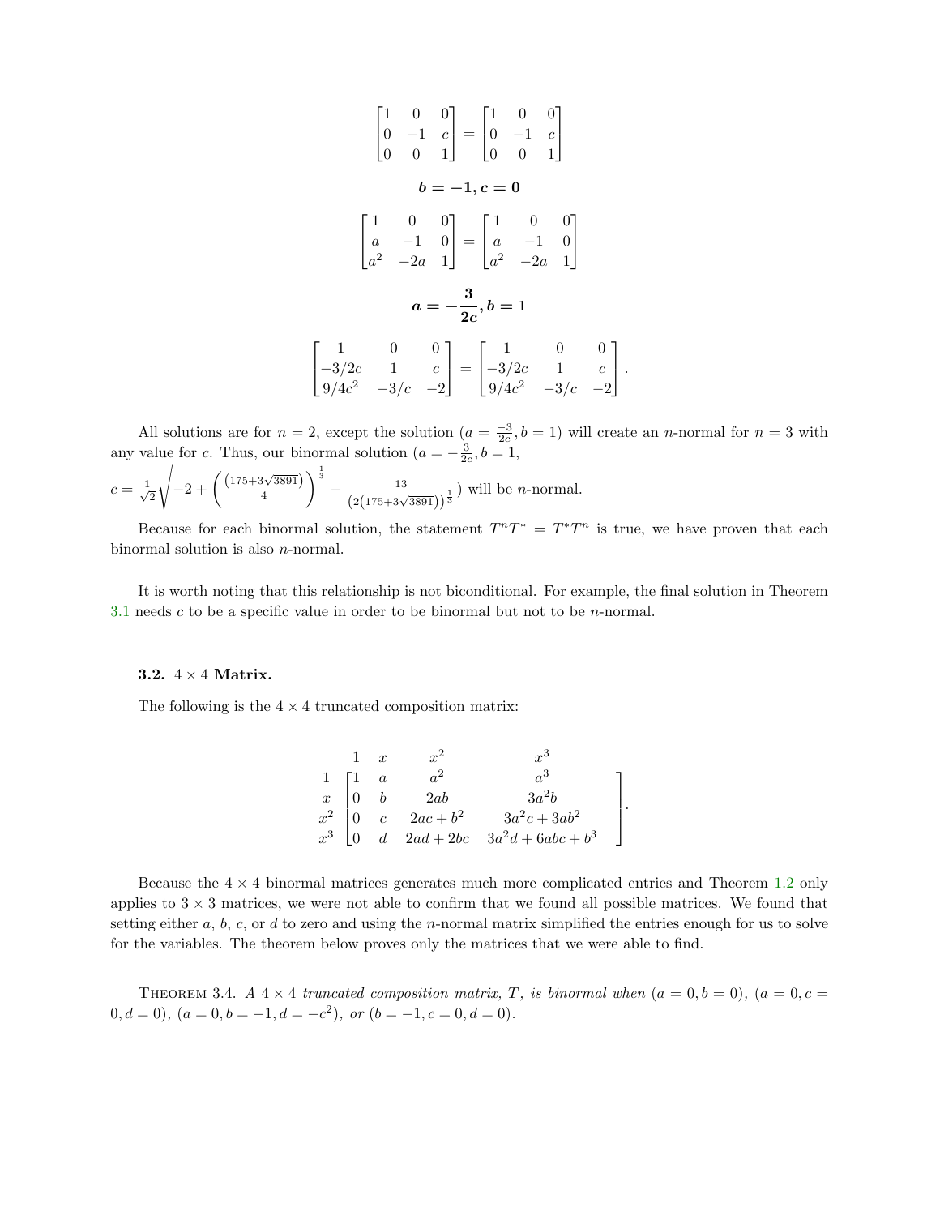$$\begin{bmatrix} 1 & 0 & 0 \\ 0 & -1 & c \\ 0 & 0 & 1 \end{bmatrix} = \begin{bmatrix} 1 & 0 & 0 \\ 0 & -1 & c \\ 0 & 0 & 1 \end{bmatrix}$$

$$\boldsymbol{b = -1, c = 0}$$

$$\begin{bmatrix} 1 & 0 & 0 \\ a & -1 & 0 \\ a^2 & -2a & 1 \end{bmatrix} = \begin{bmatrix} 1 & 0 & 0 \\ a & -1 & 0 \\ a^2 & -2a & 1 \end{bmatrix}$$

$$\boldsymbol{a = -\frac{3}{2c}, b = 1}$$

$$\begin{bmatrix} 1 & 0 & 0 \\ -3/2c & 1 & c \\ 9/4c^2 & -3/c & -2 \end{bmatrix} = \begin{bmatrix} 1 & 0 & 0 \\ -3/2c & 1 & c \\ 9/4c^2 & -3/c & -2 \end{bmatrix}.$$

All solutions are for $n = 2$, except the solution ($a = \frac{-3}{2c}, b = 1$) will create an $n$-normal for $n = 3$ with any value for $c$. Thus, our binormal solution ($a = -\frac{3}{2c}, b = 1$,
$c = \frac{1}{\sqrt{2}}\sqrt{-2 + \left(\frac{(175+3\sqrt{3891})}{4}\right)^{\frac{1}{3}} - \frac{13}{\left(2(175+3\sqrt{3891})\right)^{\frac{1}{3}}}}$) will be $n$-normal.

Because for each binormal solution, the statement $T^nT^* = T^*T^n$ is true, we have proven that each binormal solution is also $n$-normal.

It is worth noting that this relationship is not biconditional. For example, the final solution in Theorem 3.1 needs $c$ to be a specific value in order to be binormal but not to be $n$-normal.

### 3.2. $4 \times 4$ Matrix.

The following is the $4 \times 4$ truncated composition matrix:

$$\begin{array}{c} \\ 1 \\ x \\ x^2 \\ x^3 \end{array} \begin{array}{c} \begin{array}{cccc} 1 & x & x^2 & x^3 \end{array} \\ \begin{bmatrix} 1 & a & a^2 & a^3 \\ 0 & b & 2ab & 3a^2b \\ 0 & c & 2ac + b^2 & 3a^2c + 3ab^2 \\ 0 & d & 2ad + 2bc & 3a^2d + 6abc + b^3 \end{bmatrix} \end{array}.$$

Because the $4 \times 4$ binormal matrices generates much more complicated entries and Theorem 1.2 only applies to $3 \times 3$ matrices, we were not able to confirm that we found all possible matrices. We found that setting either $a$, $b$, $c$, or $d$ to zero and using the $n$-normal matrix simplified the entries enough for us to solve for the variables. The theorem below proves only the matrices that we were able to find.

Theorem 3.4. *A $4 \times 4$ truncated composition matrix, $T$, is binormal when* ($a = 0, b = 0$), ($a = 0, c = 0, d = 0$), ($a = 0, b = -1, d = -c^2$), *or* ($b = -1, c = 0, d = 0$).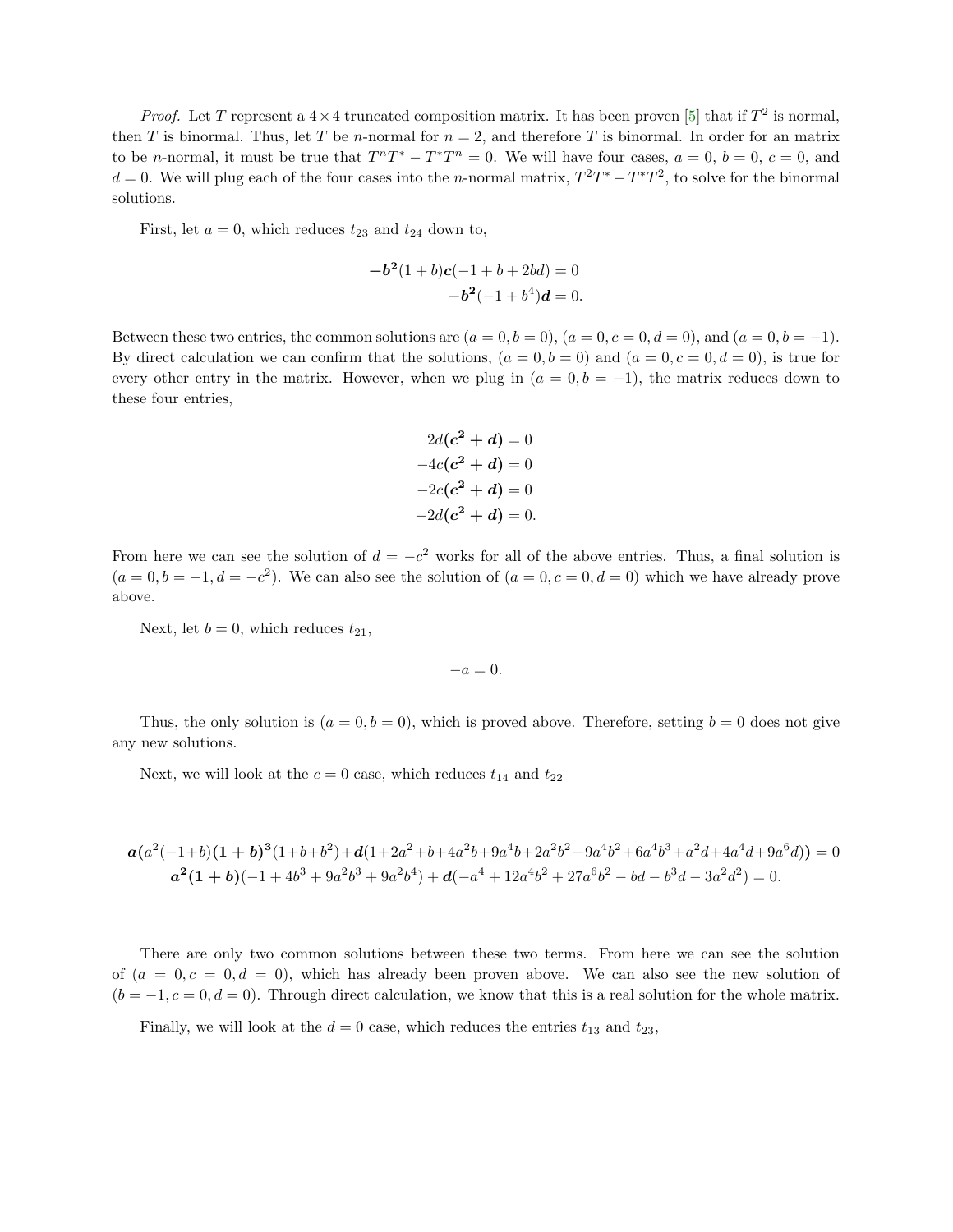*Proof.* Let $T$ represent a $4 \times 4$ truncated composition matrix. It has been proven [5] that if $T^2$ is normal, then $T$ is binormal. Thus, let $T$ be $n$-normal for $n = 2$, and therefore $T$ is binormal. In order for an matrix to be $n$-normal, it must be true that $T^nT^* - T^*T^n = 0$. We will have four cases, $a = 0$, $b = 0$, $c = 0$, and $d = 0$. We will plug each of the four cases into the $n$-normal matrix, $T^2T^* - T^*T^2$, to solve for the binormal solutions.

First, let $a = 0$, which reduces $t_{23}$ and $t_{24}$ down to,

$$\begin{aligned} -\boldsymbol{b^2}(1+b)\boldsymbol{c}(-1+b+2bd) &= 0 \\ -\boldsymbol{b^2}(-1+b^4)\boldsymbol{d} &= 0. \end{aligned}$$

Between these two entries, the common solutions are $(a = 0, b = 0)$, $(a = 0, c = 0, d = 0)$, and $(a = 0, b = -1)$. By direct calculation we can confirm that the solutions, $(a = 0, b = 0)$ and $(a = 0, c = 0, d = 0)$, is true for every other entry in the matrix. However, when we plug in $(a = 0, b = -1)$, the matrix reduces down to these four entries,

$$\begin{aligned} 2d(\boldsymbol{c^2+d}) &= 0 \\ -4c(\boldsymbol{c^2+d}) &= 0 \\ -2c(\boldsymbol{c^2+d}) &= 0 \\ -2d(\boldsymbol{c^2+d}) &= 0. \end{aligned}$$

From here we can see the solution of $d = -c^2$ works for all of the above entries. Thus, a final solution is $(a = 0, b = -1, d = -c^2)$. We can also see the solution of $(a = 0, c = 0, d = 0)$ which we have already prove above.

Next, let $b = 0$, which reduces $t_{21}$,

$$-a = 0.$$

Thus, the only solution is $(a = 0, b = 0)$, which is proved above. Therefore, setting $b = 0$ does not give any new solutions.

Next, we will look at the $c = 0$ case, which reduces $t_{14}$ and $t_{22}$

$$\begin{aligned} \boldsymbol{a}\big(a^2(-1+b)\boldsymbol{(1+b)^3}(1+b+b^2)+\boldsymbol{d}(1+2a^2+b+4a^2b+9a^4b+2a^2b^2+9a^4b^2+6a^4b^3+a^2d+4a^4d+9a^6d)\big) &= 0 \\ \boldsymbol{a^2(1+b)}(-1+4b^3+9a^2b^3+9a^2b^4)+\boldsymbol{d}(-a^4+12a^4b^2+27a^6b^2-bd-b^3d-3a^2d^2) &= 0. \end{aligned}$$

There are only two common solutions between these two terms. From here we can see the solution of $(a = 0, c = 0, d = 0)$, which has already been proven above. We can also see the new solution of $(b = -1, c = 0, d = 0)$. Through direct calculation, we know that this is a real solution for the whole matrix.

Finally, we will look at the $d = 0$ case, which reduces the entries $t_{13}$ and $t_{23}$,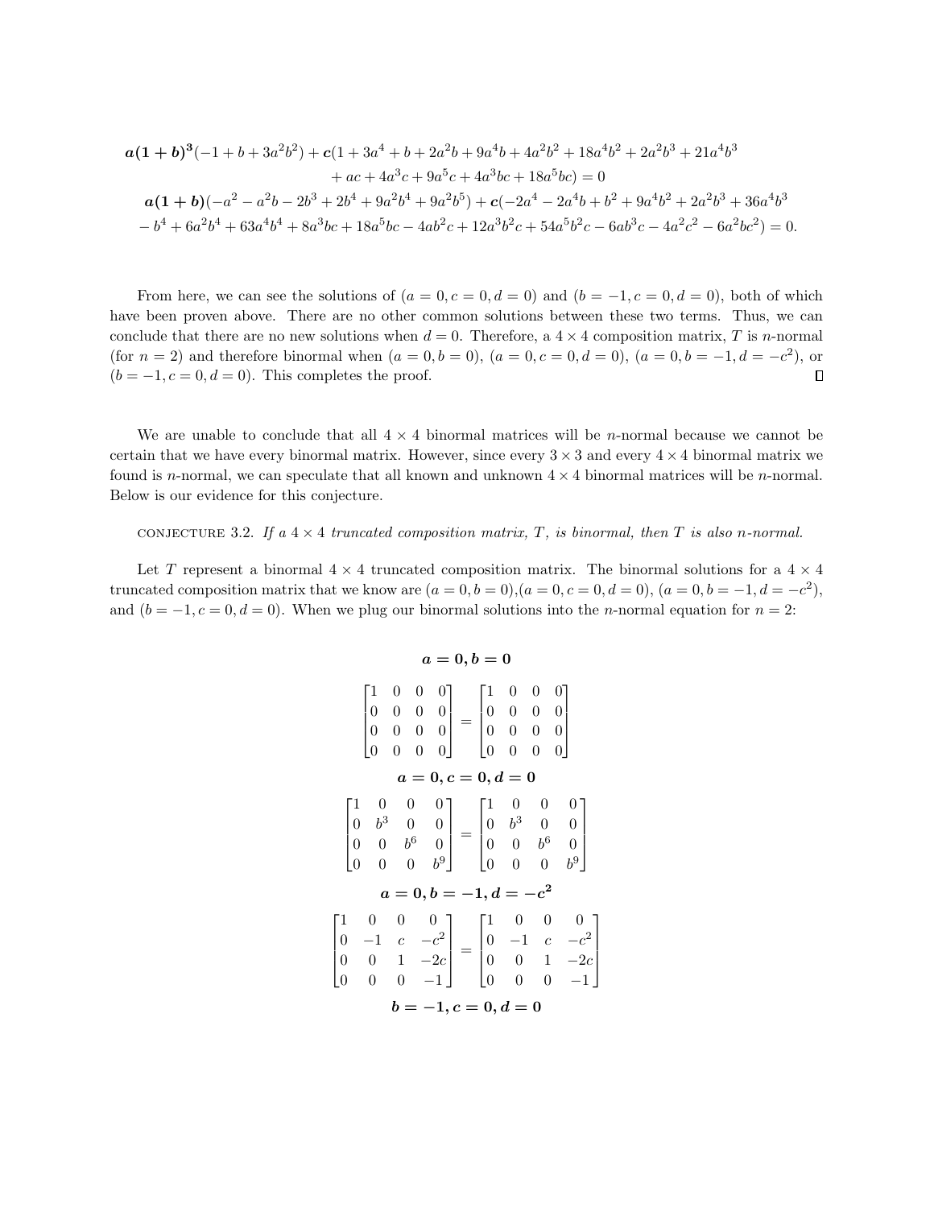$$\boldsymbol{a(1+b)^3}(-1+b+3a^2b^2)+\boldsymbol{c}(1+3a^4+b+2a^2b+9a^4b+4a^2b^2+18a^4b^2+2a^2b^3+21a^4b^3$$
$$+ac+4a^3c+9a^5c+4a^3bc+18a^5bc)=0$$
$$\boldsymbol{a(1+b)}(-a^2-a^2b-2b^3+2b^4+9a^2b^4+9a^2b^5)+\boldsymbol{c}(-2a^4-2a^4b+b^2+9a^4b^2+2a^2b^3+36a^4b^3$$
$$-b^4+6a^2b^4+63a^4b^4+8a^3bc+18a^5bc-4ab^2c+12a^3b^2c+54a^5b^2c-6ab^3c-4a^2c^2-6a^2bc^2)=0.$$

From here, we can see the solutions of $(a=0, c=0, d=0)$ and $(b=-1, c=0, d=0)$, both of which have been proven above. There are no other common solutions between these two terms. Thus, we can conclude that there are no new solutions when $d=0$. Therefore, a $4\times 4$ composition matrix, $T$ is $n$-normal (for $n=2$) and therefore binormal when $(a=0, b=0)$, $(a=0, c=0, d=0)$, $(a=0, b=-1, d=-c^2)$, or $(b=-1, c=0, d=0)$. This completes the proof. □

We are unable to conclude that all $4\times 4$ binormal matrices will be $n$-normal because we cannot be certain that we have every binormal matrix. However, since every $3\times 3$ and every $4\times 4$ binormal matrix we found is $n$-normal, we can speculate that all known and unknown $4\times 4$ binormal matrices will be $n$-normal. Below is our evidence for this conjecture.

CONJECTURE 3.2. *If a $4\times 4$ truncated composition matrix, $T$, is binormal, then $T$ is also $n$-normal.*

Let $T$ represent a binormal $4\times 4$ truncated composition matrix. The binormal solutions for a $4\times 4$ truncated composition matrix that we know are $(a=0, b=0)$, $(a=0, c=0, d=0)$, $(a=0, b=-1, d=-c^2)$, and $(b=-1, c=0, d=0)$. When we plug our binormal solutions into the $n$-normal equation for $n=2$:

$$\boldsymbol{a=0, b=0}$$

$$\begin{bmatrix}1&0&0&0\\0&0&0&0\\0&0&0&0\\0&0&0&0\end{bmatrix}=\begin{bmatrix}1&0&0&0\\0&0&0&0\\0&0&0&0\\0&0&0&0\end{bmatrix}$$

$$\boldsymbol{a=0, c=0, d=0}$$

$$\begin{bmatrix}1&0&0&0\\0&b^3&0&0\\0&0&b^6&0\\0&0&0&b^9\end{bmatrix}=\begin{bmatrix}1&0&0&0\\0&b^3&0&0\\0&0&b^6&0\\0&0&0&b^9\end{bmatrix}$$

$$\boldsymbol{a=0, b=-1, d=-c^2}$$

$$\begin{bmatrix}1&0&0&0\\0&-1&c&-c^2\\0&0&1&-2c\\0&0&0&-1\end{bmatrix}=\begin{bmatrix}1&0&0&0\\0&-1&c&-c^2\\0&0&1&-2c\\0&0&0&-1\end{bmatrix}$$

$$\boldsymbol{b=-1, c=0, d=0}$$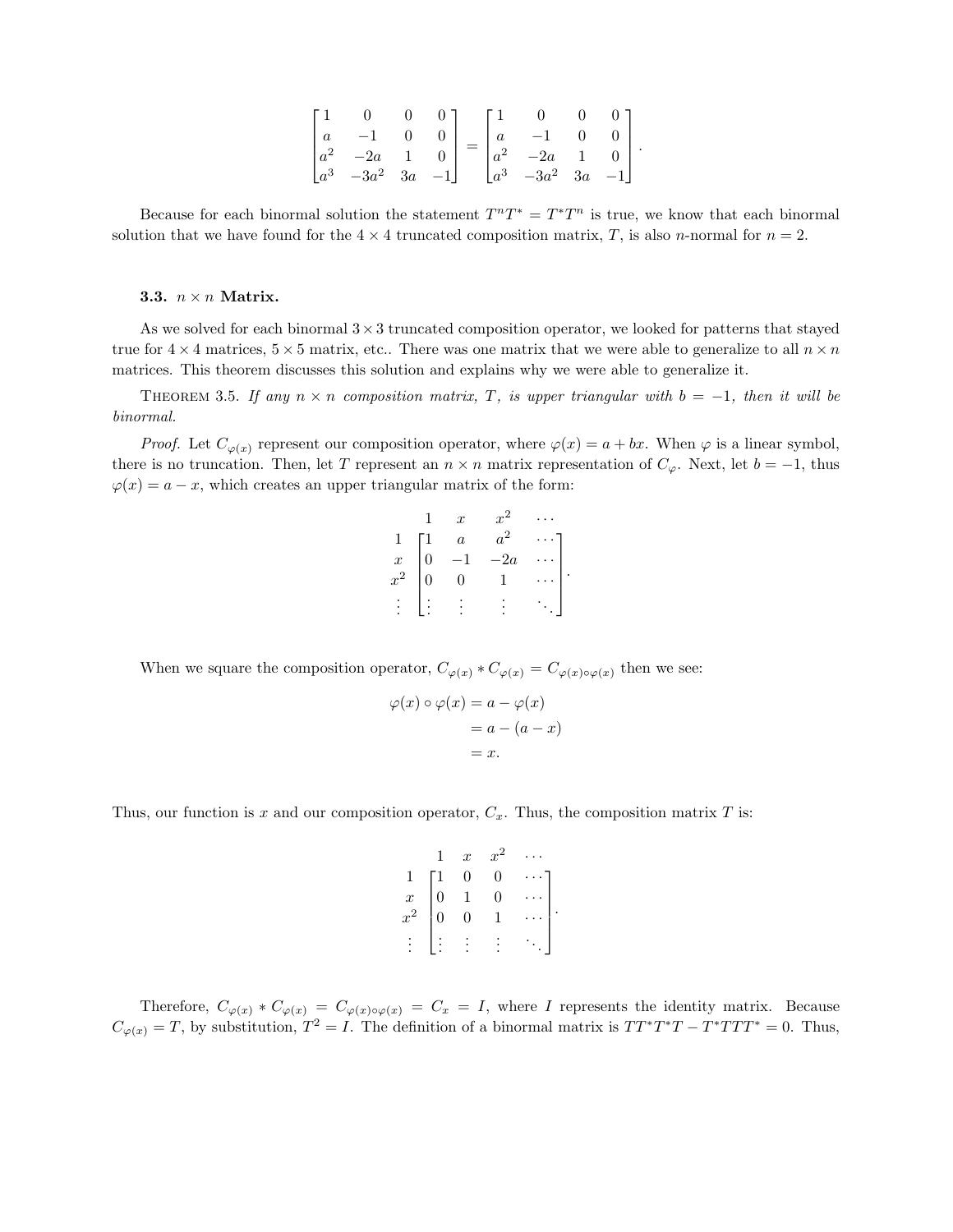$$
\begin{bmatrix} 1 & 0 & 0 & 0 \\ a & -1 & 0 & 0 \\ a^2 & -2a & 1 & 0 \\ a^3 & -3a^2 & 3a & -1 \end{bmatrix} = \begin{bmatrix} 1 & 0 & 0 & 0 \\ a & -1 & 0 & 0 \\ a^2 & -2a & 1 & 0 \\ a^3 & -3a^2 & 3a & -1 \end{bmatrix}.
$$

Because for each binormal solution the statement $T^nT^* = T^*T^n$ is true, we know that each binormal solution that we have found for the $4 \times 4$ truncated composition matrix, $T$, is also $n$-normal for $n = 2$.

### 3.3. $n \times n$ Matrix.

As we solved for each binormal $3 \times 3$ truncated composition operator, we looked for patterns that stayed true for $4 \times 4$ matrices, $5 \times 5$ matrix, etc.. There was one matrix that we were able to generalize to all $n \times n$ matrices. This theorem discusses this solution and explains why we were able to generalize it.

Theorem 3.5. *If any $n \times n$ composition matrix, $T$, is upper triangular with $b = -1$, then it will be binormal.*

*Proof.* Let $C_{\varphi(x)}$ represent our composition operator, where $\varphi(x) = a + bx$. When $\varphi$ is a linear symbol, there is no truncation. Then, let $T$ represent an $n \times n$ matrix representation of $C_\varphi$. Next, let $b = -1$, thus $\varphi(x) = a - x$, which creates an upper triangular matrix of the form:

$$
\begin{array}{c} \\ 1 \\ x \\ x^2 \\ \vdots \end{array}
\begin{array}{c} \begin{array}{cccc} 1 & x & x^2 & \cdots \end{array} \\ \begin{bmatrix} 1 & a & a^2 & \cdots \\ 0 & -1 & -2a & \cdots \\ 0 & 0 & 1 & \cdots \\ \vdots & \vdots & \vdots & \ddots \end{bmatrix} \end{array}.
$$

When we square the composition operator, $C_{\varphi(x)} * C_{\varphi(x)} = C_{\varphi(x) \circ \varphi(x)}$ then we see:

$$
\begin{aligned}
\varphi(x) \circ \varphi(x) &= a - \varphi(x) \\
&= a - (a - x) \\
&= x.
\end{aligned}
$$

Thus, our function is $x$ and our composition operator, $C_x$. Thus, the composition matrix $T$ is:

$$
\begin{array}{c} \\ 1 \\ x \\ x^2 \\ \vdots \end{array}
\begin{array}{c} \begin{array}{cccc} 1 & x & x^2 & \cdots \end{array} \\ \begin{bmatrix} 1 & 0 & 0 & \cdots \\ 0 & 1 & 0 & \cdots \\ 0 & 0 & 1 & \cdots \\ \vdots & \vdots & \vdots & \ddots \end{bmatrix} \end{array}.
$$

Therefore, $C_{\varphi(x)} * C_{\varphi(x)} = C_{\varphi(x) \circ \varphi(x)} = C_x = I$, where $I$ represents the identity matrix. Because $C_{\varphi(x)} = T$, by substitution, $T^2 = I$. The definition of a binormal matrix is $TT^*T^*T - T^*TTT^* = 0$. Thus,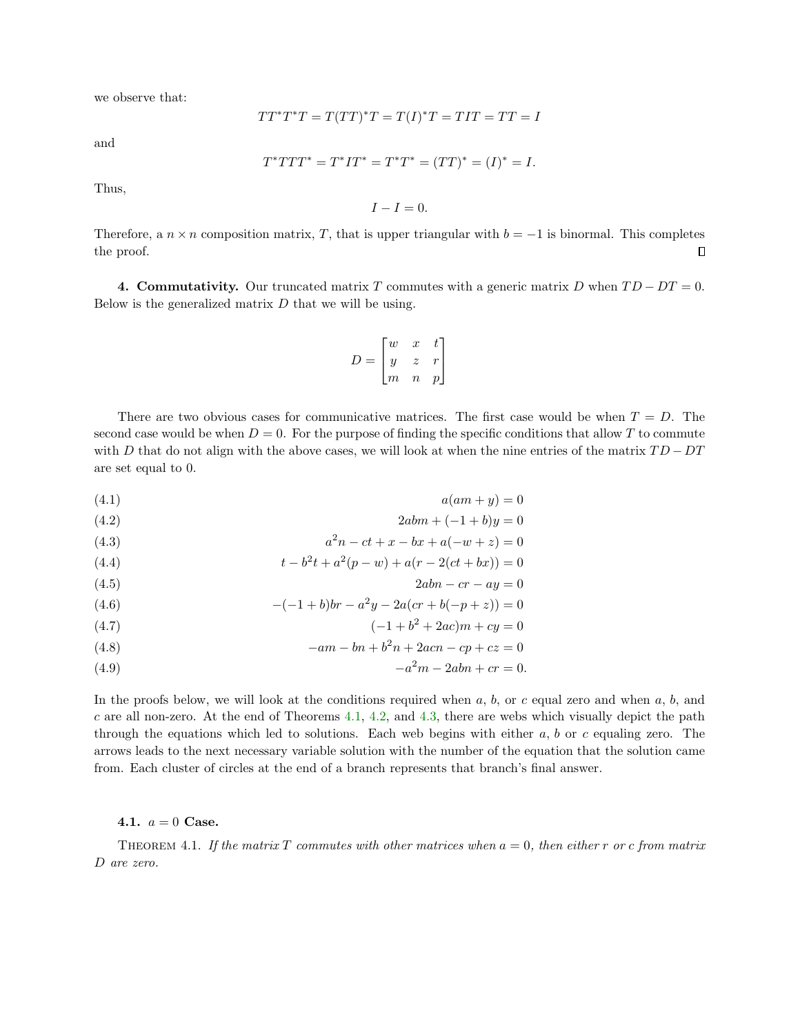we observe that:

$$TT^*T^*T = T(TT)^*T = T(I)^*T = TIT = TT = I$$

and

$$T^*TTT^* = T^*IT^* = T^*T^* = (TT)^* = (I)^* = I.$$

Thus,

$$I - I = 0.$$

Therefore, a $n \times n$ composition matrix, $T$, that is upper triangular with $b = -1$ is binormal. This completes the proof. □

**4. Commutativity.** Our truncated matrix $T$ commutes with a generic matrix $D$ when $TD - DT = 0$. Below is the generalized matrix $D$ that we will be using.

$$D = \begin{bmatrix} w & x & t \\ y & z & r \\ m & n & p \end{bmatrix}$$

There are two obvious cases for communicative matrices. The first case would be when $T = D$. The second case would be when $D = 0$. For the purpose of finding the specific conditions that allow $T$ to commute with $D$ that do not align with the above cases, we will look at when the nine entries of the matrix $TD - DT$ are set equal to 0.

$$a(am + y) = 0 \tag{4.1}$$

$$2abm + (-1 + b)y = 0 \tag{4.2}$$

$$a^2n - ct + x - bx + a(-w + z) = 0 \tag{4.3}$$

$$t - b^2t + a^2(p - w) + a(r - 2(ct + bx)) = 0 \tag{4.4}$$

$$2abn - cr - ay = 0 \tag{4.5}$$

$$-(-1 + b)br - a^2y - 2a(cr + b(-p + z)) = 0 \tag{4.6}$$

$$(-1 + b^2 + 2ac)m + cy = 0 \tag{4.7}$$

$$-am - bn + b^2n + 2acn - cp + cz = 0 \tag{4.8}$$

$$-a^2m - 2abn + cr = 0. \tag{4.9}$$

In the proofs below, we will look at the conditions required when $a$, $b$, or $c$ equal zero and when $a$, $b$, and $c$ are all non-zero. At the end of Theorems 4.1, 4.2, and 4.3, there are webs which visually depict the path through the equations which led to solutions. Each web begins with either $a$, $b$ or $c$ equaling zero. The arrows leads to the next necessary variable solution with the number of the equation that the solution came from. Each cluster of circles at the end of a branch represents that branch's final answer.

### 4.1. $a = 0$ Case.

Theorem 4.1. *If the matrix $T$ commutes with other matrices when $a = 0$, then either $r$ or $c$ from matrix $D$ are zero.*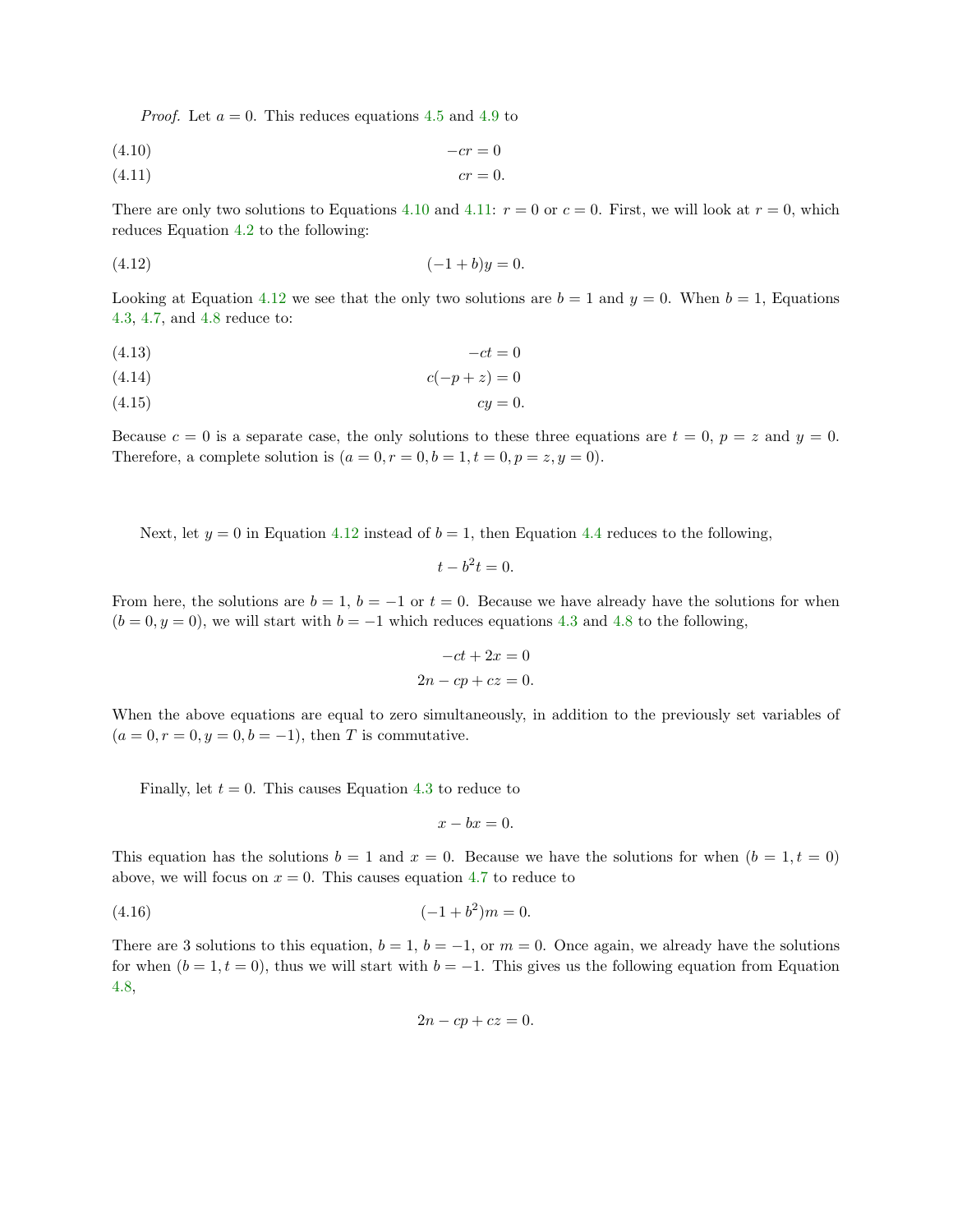*Proof.* Let $a = 0$. This reduces equations 4.5 and 4.9 to

$$-cr = 0 \tag{4.10}$$

$$cr = 0. \tag{4.11}$$

There are only two solutions to Equations 4.10 and 4.11: $r = 0$ or $c = 0$. First, we will look at $r = 0$, which reduces Equation 4.2 to the following:

$$(-1 + b)y = 0. \tag{4.12}$$

Looking at Equation 4.12 we see that the only two solutions are $b = 1$ and $y = 0$. When $b = 1$, Equations 4.3, 4.7, and 4.8 reduce to:

$$-ct = 0 \tag{4.13}$$

$$c(-p + z) = 0 \tag{4.14}$$

$$cy = 0. \tag{4.15}$$

Because $c = 0$ is a separate case, the only solutions to these three equations are $t = 0$, $p = z$ and $y = 0$. Therefore, a complete solution is $(a = 0, r = 0, b = 1, t = 0, p = z, y = 0)$.

Next, let $y = 0$ in Equation 4.12 instead of $b = 1$, then Equation 4.4 reduces to the following,

$$t - b^2 t = 0.$$

From here, the solutions are $b = 1$, $b = -1$ or $t = 0$. Because we have already have the solutions for when $(b = 0, y = 0)$, we will start with $b = -1$ which reduces equations 4.3 and 4.8 to the following,

$$-ct + 2x = 0$$

$$2n - cp + cz = 0.$$

When the above equations are equal to zero simultaneously, in addition to the previously set variables of $(a = 0, r = 0, y = 0, b = -1)$, then $T$ is commutative.

Finally, let $t = 0$. This causes Equation 4.3 to reduce to

$$x - bx = 0.$$

This equation has the solutions $b = 1$ and $x = 0$. Because we have the solutions for when $(b = 1, t = 0)$ above, we will focus on $x = 0$. This causes equation 4.7 to reduce to

$$(-1 + b^2)m = 0. \tag{4.16}$$

There are 3 solutions to this equation, $b = 1$, $b = -1$, or $m = 0$. Once again, we already have the solutions for when $(b = 1, t = 0)$, thus we will start with $b = -1$. This gives us the following equation from Equation 4.8,

$$2n - cp + cz = 0.$$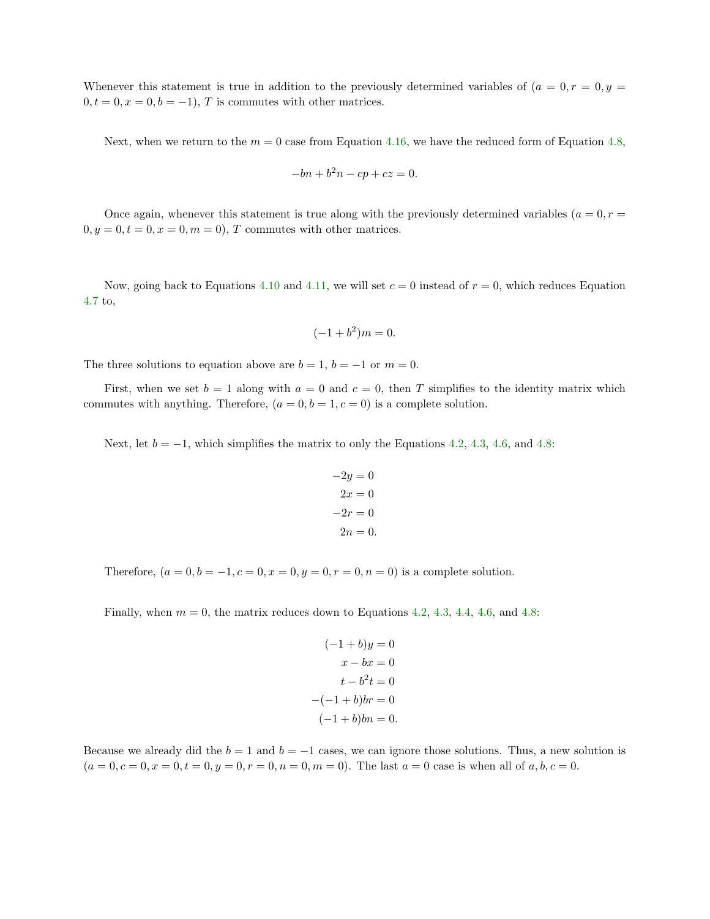Whenever this statement is true in addition to the previously determined variables of $(a = 0, r = 0, y = 0, t = 0, x = 0, b = -1)$, $T$ is commutes with other matrices.

Next, when we return to the $m = 0$ case from Equation 4.16, we have the reduced form of Equation 4.8,

$$-bn + b^2 n - cp + cz = 0.$$

Once again, whenever this statement is true along with the previously determined variables $(a = 0, r = 0, y = 0, t = 0, x = 0, m = 0)$, $T$ commutes with other matrices.

Now, going back to Equations 4.10 and 4.11, we will set $c = 0$ instead of $r = 0$, which reduces Equation 4.7 to,

$$(-1 + b^2)m = 0.$$

The three solutions to equation above are $b = 1$, $b = -1$ or $m = 0$.

First, when we set $b = 1$ along with $a = 0$ and $c = 0$, then $T$ simplifies to the identity matrix which commutes with anything. Therefore, $(a = 0, b = 1, c = 0)$ is a complete solution.

Next, let $b = -1$, which simplifies the matrix to only the Equations 4.2, 4.3, 4.6, and 4.8:

$$
\begin{aligned}
-2y &= 0 \\
2x &= 0 \\
-2r &= 0 \\
2n &= 0.
\end{aligned}
$$

Therefore, $(a = 0, b = -1, c = 0, x = 0, y = 0, r = 0, n = 0)$ is a complete solution.

Finally, when $m = 0$, the matrix reduces down to Equations 4.2, 4.3, 4.4, 4.6, and 4.8:

$$
\begin{aligned}
(-1 + b)y &= 0 \\
x - bx &= 0 \\
t - b^2 t &= 0 \\
-(-1 + b)br &= 0 \\
(-1 + b)bn &= 0.
\end{aligned}
$$

Because we already did the $b = 1$ and $b = -1$ cases, we can ignore those solutions. Thus, a new solution is $(a = 0, c = 0, x = 0, t = 0, y = 0, r = 0, n = 0, m = 0)$. The last $a = 0$ case is when all of $a, b, c = 0$.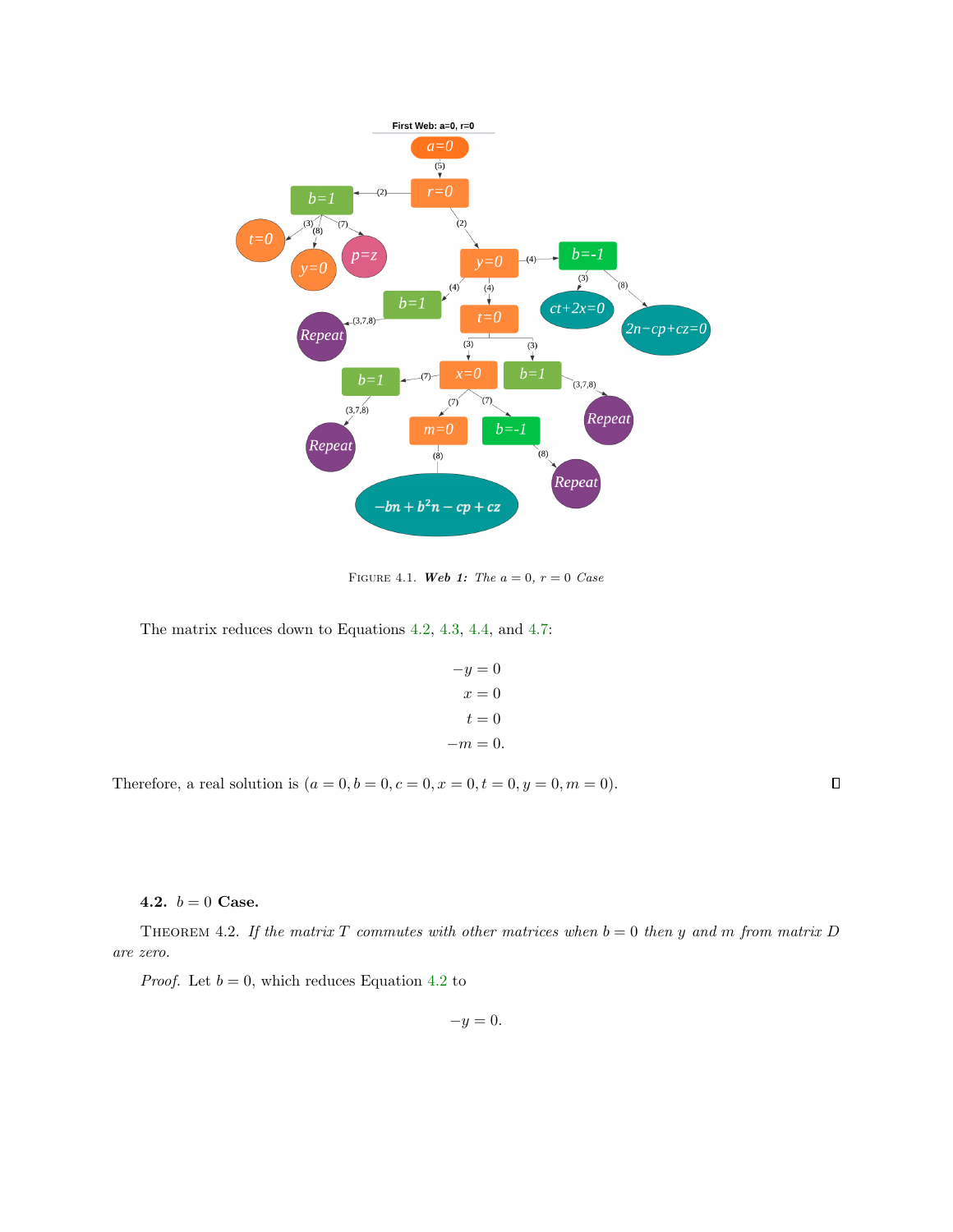FIGURE 4.1. ***Web 1:*** *The $a = 0$, $r = 0$ Case*

The matrix reduces down to Equations 4.2, 4.3, 4.4, and 4.7:

$$-y = 0$$
$$x = 0$$
$$t = 0$$
$$-m = 0.$$

Therefore, a real solution is $(a = 0, b = 0, c = 0, x = 0, t = 0, y = 0, m = 0)$. ∎

### 4.2. $b = 0$ Case.

THEOREM 4.2. *If the matrix $T$ commutes with other matrices when $b = 0$ then $y$ and $m$ from matrix $D$ are zero.*

*Proof.* Let $b = 0$, which reduces Equation 4.2 to

$$-y = 0.$$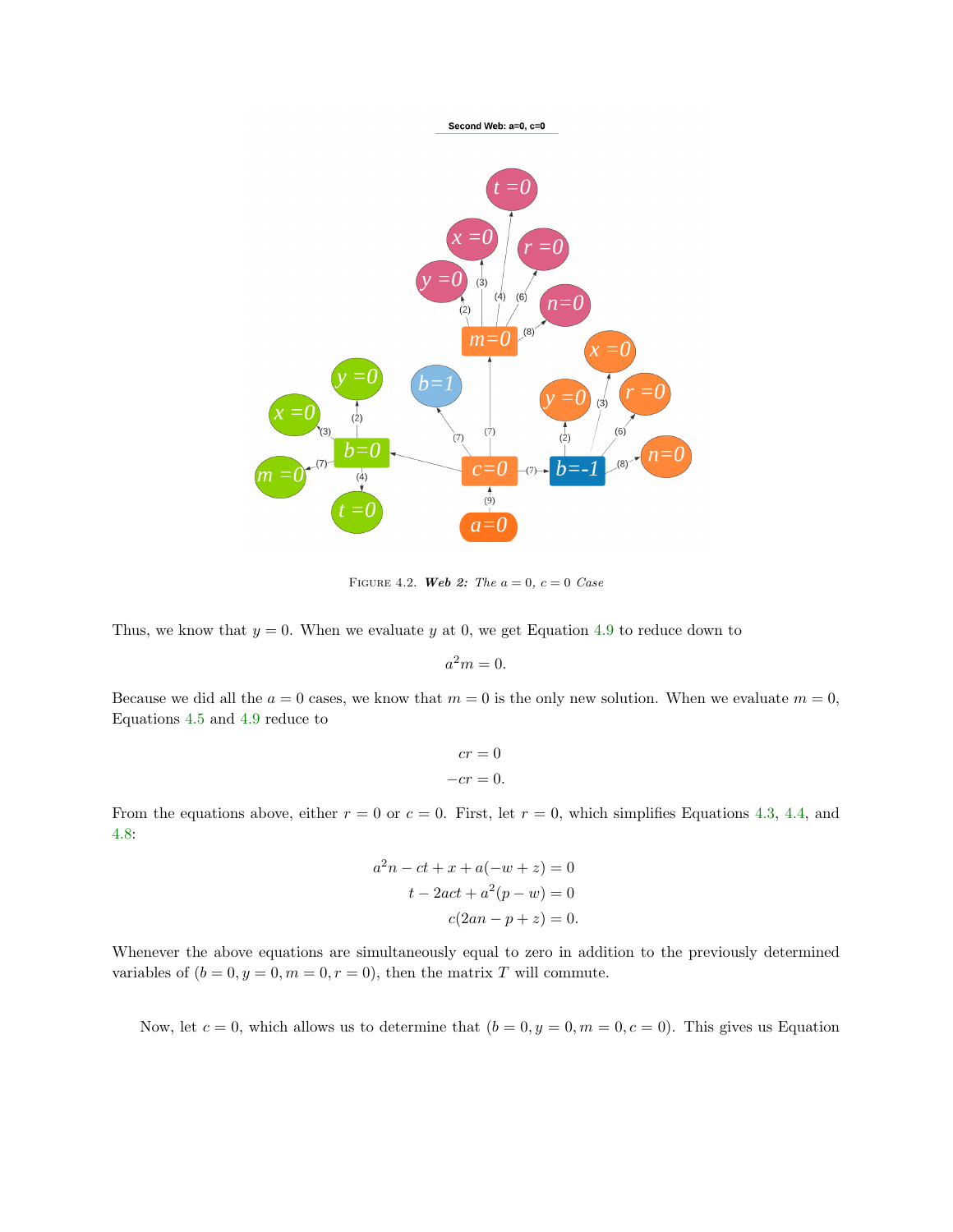FIGURE 4.2. ***Web 2:*** *The $a = 0$, $c = 0$ Case*

Thus, we know that $y = 0$. When we evaluate $y$ at 0, we get Equation 4.9 to reduce down to

$$a^2 m = 0.$$

Because we did all the $a = 0$ cases, we know that $m = 0$ is the only new solution. When we evaluate $m = 0$, Equations 4.5 and 4.9 reduce to

$$cr = 0$$
$$-cr = 0.$$

From the equations above, either $r = 0$ or $c = 0$. First, let $r = 0$, which simplifies Equations 4.3, 4.4, and 4.8:

$$a^2 n - ct + x + a(-w + z) = 0$$
$$t - 2act + a^2(p - w) = 0$$
$$c(2an - p + z) = 0.$$

Whenever the above equations are simultaneously equal to zero in addition to the previously determined variables of $(b = 0, y = 0, m = 0, r = 0)$, then the matrix $T$ will commute.

Now, let $c = 0$, which allows us to determine that $(b = 0, y = 0, m = 0, c = 0)$. This gives us Equation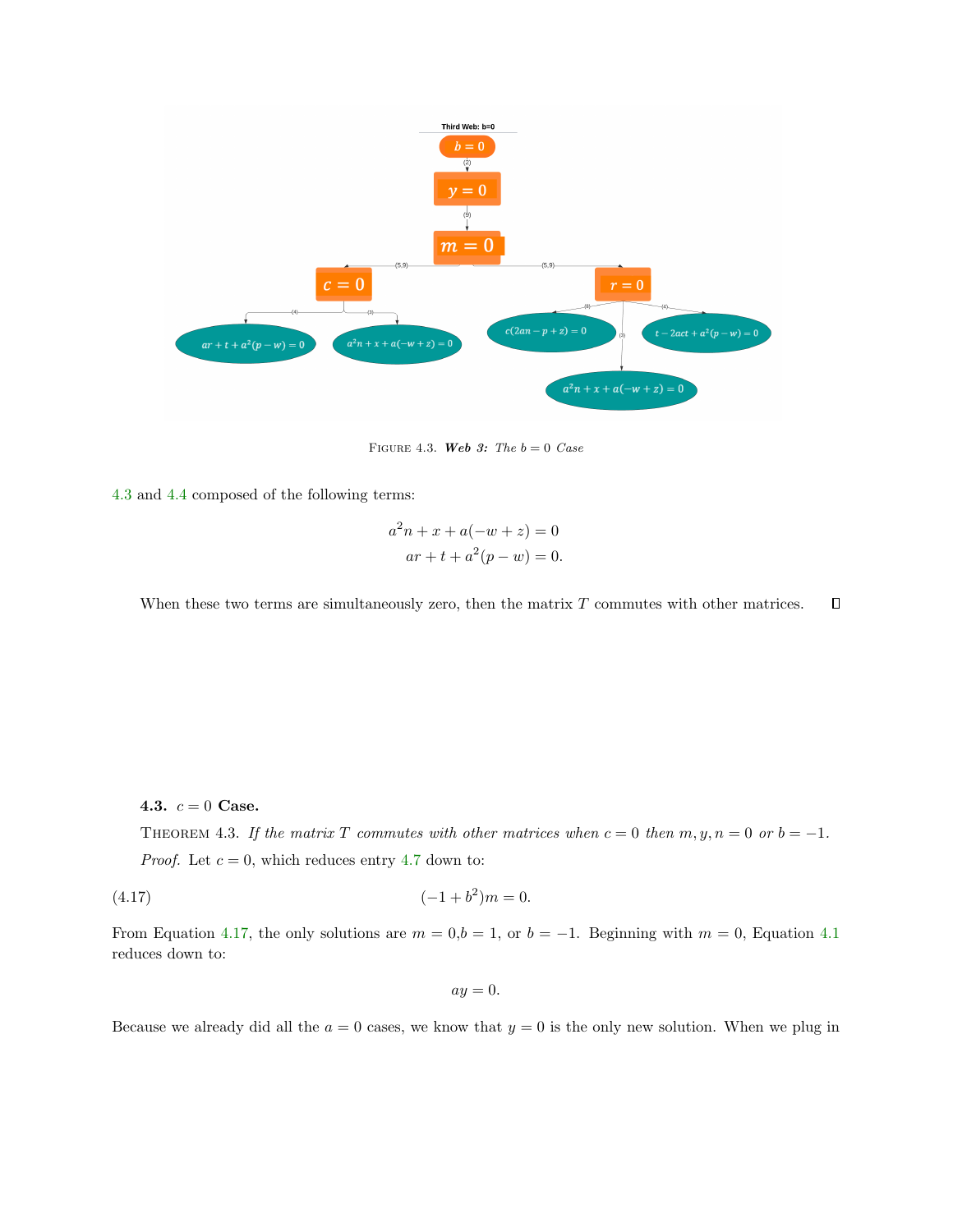FIGURE 4.3. ***Web 3:*** *The $b = 0$ Case*

4.3 and 4.4 composed of the following terms:

$$a^2n + x + a(-w + z) = 0$$
$$ar + t + a^2(p - w) = 0.$$

When these two terms are simultaneously zero, then the matrix $T$ commutes with other matrices. □

**4.3.** $c = 0$ **Case.**

THEOREM 4.3. *If the matrix $T$ commutes with other matrices when $c = 0$ then $m, y, n = 0$ or $b = -1$.*

*Proof.* Let $c = 0$, which reduces entry 4.7 down to:

$$(-1 + b^2)m = 0. \tag{4.17}$$

From Equation 4.17, the only solutions are $m = 0$,$b = 1$, or $b = -1$. Beginning with $m = 0$, Equation 4.1 reduces down to:

$$ay = 0.$$

Because we already did all the $a = 0$ cases, we know that $y = 0$ is the only new solution. When we plug in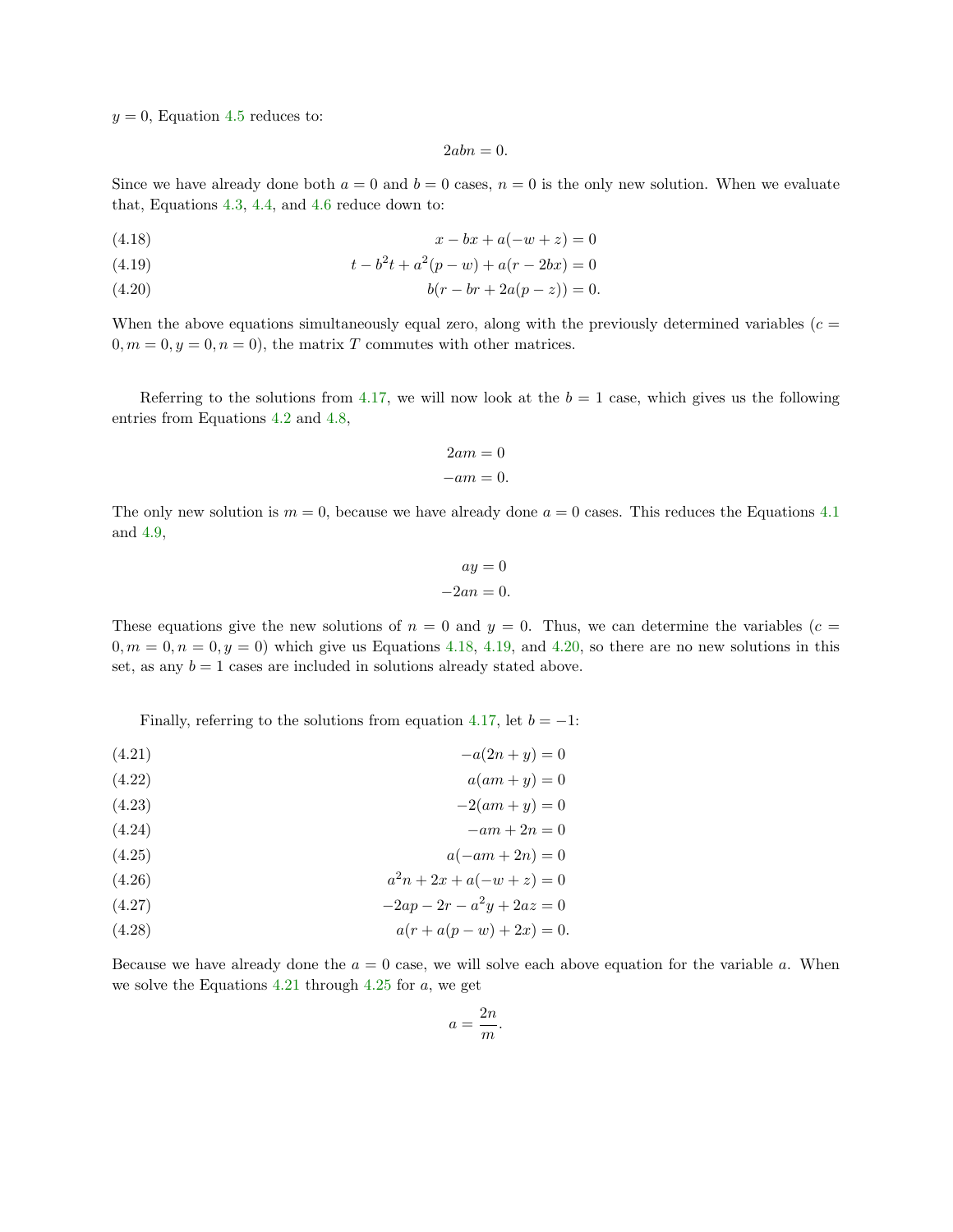$y = 0$, Equation 4.5 reduces to:

$$2abn = 0.$$

Since we have already done both $a = 0$ and $b = 0$ cases, $n = 0$ is the only new solution. When we evaluate that, Equations 4.3, 4.4, and 4.6 reduce down to:

$$x - bx + a(-w + z) = 0 \tag{4.18}$$

$$t - b^2t + a^2(p - w) + a(r - 2bx) = 0 \tag{4.19}$$

$$b(r - br + 2a(p - z)) = 0. \tag{4.20}$$

When the above equations simultaneously equal zero, along with the previously determined variables ($c = 0, m = 0, y = 0, n = 0$), the matrix $T$ commutes with other matrices.

Referring to the solutions from 4.17, we will now look at the $b = 1$ case, which gives us the following entries from Equations 4.2 and 4.8,

$$2am = 0$$
$$-am = 0.$$

The only new solution is $m = 0$, because we have already done $a = 0$ cases. This reduces the Equations 4.1 and 4.9,

$$ay = 0$$
$$-2an = 0.$$

These equations give the new solutions of $n = 0$ and $y = 0$. Thus, we can determine the variables ($c = 0, m = 0, n = 0, y = 0$) which give us Equations 4.18, 4.19, and 4.20, so there are no new solutions in this set, as any $b = 1$ cases are included in solutions already stated above.

Finally, referring to the solutions from equation 4.17, let $b = -1$:

$$-a(2n + y) = 0 \tag{4.21}$$

$$a(am + y) = 0 \tag{4.22}$$

$$-2(am + y) = 0 \tag{4.23}$$

$$-am + 2n = 0 \tag{4.24}$$

$$a(-am + 2n) = 0 \tag{4.25}$$

$$a^2n + 2x + a(-w + z) = 0 \tag{4.26}$$

$$-2ap - 2r - a^2y + 2az = 0 \tag{4.27}$$

$$a(r + a(p - w) + 2x) = 0. \tag{4.28}$$

Because we have already done the $a = 0$ case, we will solve each above equation for the variable $a$. When we solve the Equations 4.21 through 4.25 for $a$, we get

$$a = \frac{2n}{m}.$$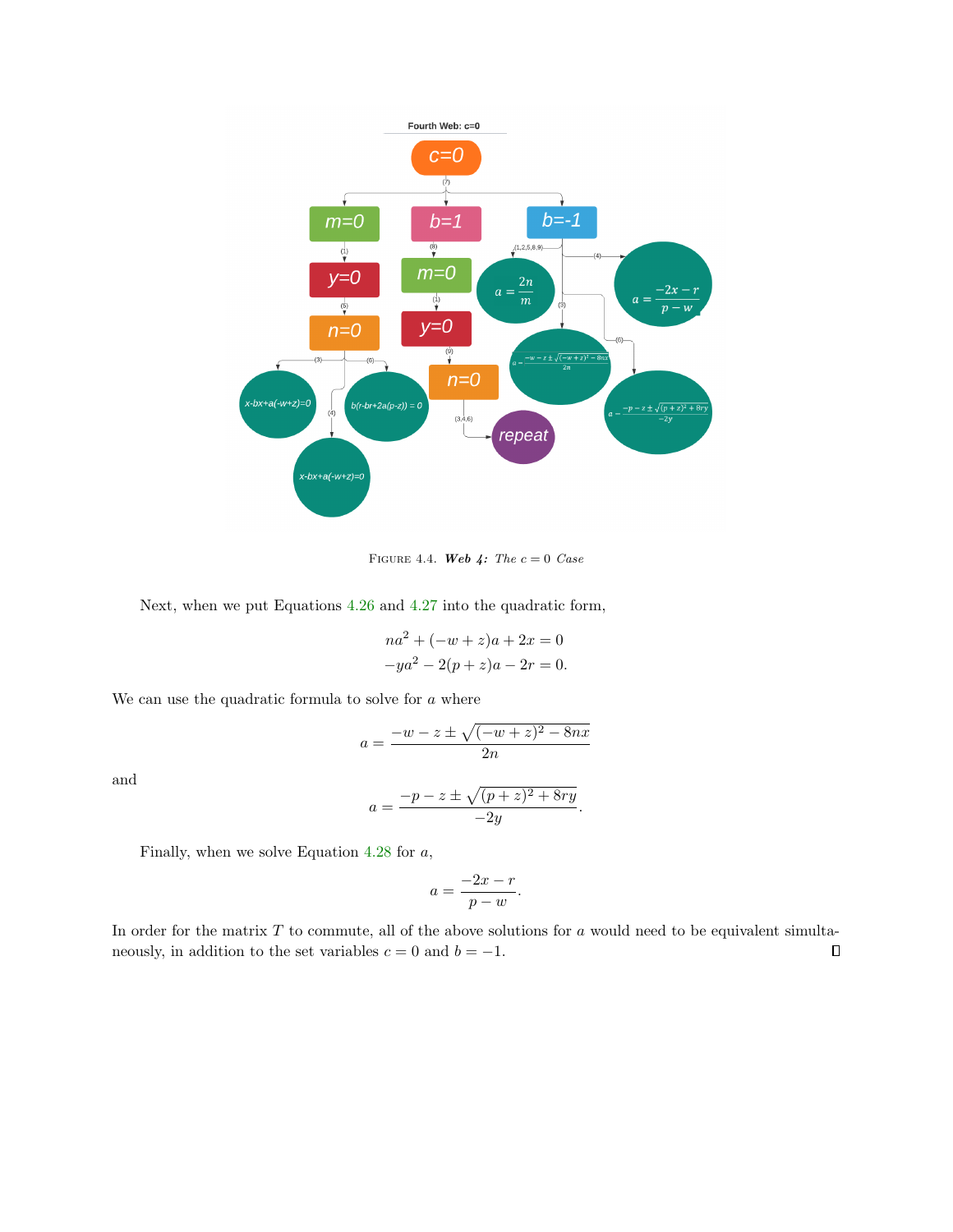FIGURE 4.4. ***Web 4:*** *The $c = 0$ Case*

Next, when we put Equations 4.26 and 4.27 into the quadratic form,

$$na^2 + (-w + z)a + 2x = 0$$
$$-ya^2 - 2(p + z)a - 2r = 0.$$

We can use the quadratic formula to solve for $a$ where

$$a = \frac{-w - z \pm \sqrt{(-w + z)^2 - 8nx}}{2n}$$

and

$$a = \frac{-p - z \pm \sqrt{(p + z)^2 + 8ry}}{-2y}.$$

Finally, when we solve Equation 4.28 for $a$,

$$a = \frac{-2x - r}{p - w}.$$

In order for the matrix $T$ to commute, all of the above solutions for $a$ would need to be equivalent simultaneously, in addition to the set variables $c = 0$ and $b = -1$. ◻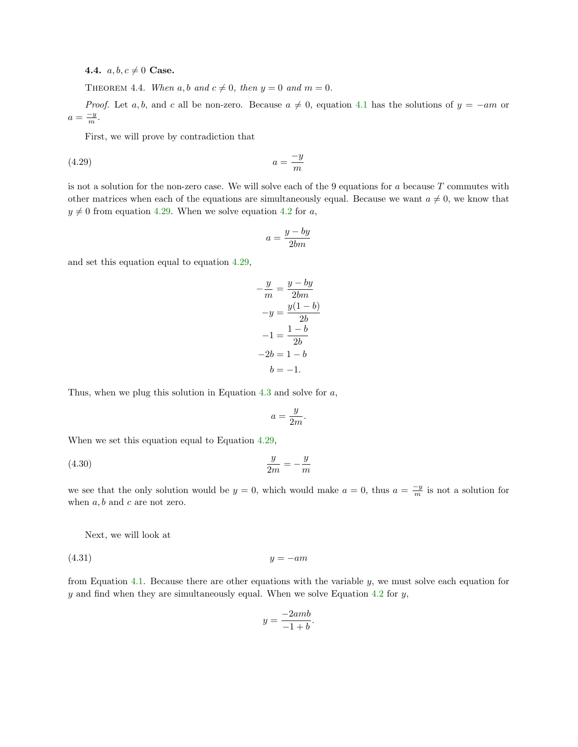### 4.4. $a, b, c \neq 0$ Case.

THEOREM 4.4. *When $a, b$ and $c \neq 0$, then $y = 0$ and $m = 0$.*

*Proof.* Let $a$, $b$, and $c$ all be non-zero. Because $a \neq 0$, equation 4.1 has the solutions of $y = -am$ or $a = \frac{-y}{m}$.

First, we will prove by contradiction that

$$a = \frac{-y}{m} \tag{4.29}$$

is not a solution for the non-zero case. We will solve each of the 9 equations for $a$ because $T$ commutes with other matrices when each of the equations are simultaneously equal. Because we want $a \neq 0$, we know that $y \neq 0$ from equation 4.29. When we solve equation 4.2 for $a$,

$$a = \frac{y - by}{2bm}$$

and set this equation equal to equation 4.29,

$$\begin{aligned}
-\frac{y}{m} &= \frac{y - by}{2bm} \\
-y &= \frac{y(1-b)}{2b} \\
-1 &= \frac{1-b}{2b} \\
-2b &= 1 - b \\
b &= -1.
\end{aligned}$$

Thus, when we plug this solution in Equation 4.3 and solve for $a$,

$$a = \frac{y}{2m}.$$

When we set this equation equal to Equation 4.29,

$$\frac{y}{2m} = -\frac{y}{m} \tag{4.30}$$

we see that the only solution would be $y = 0$, which would make $a = 0$, thus $a = \frac{-y}{m}$ is not a solution for when $a, b$ and $c$ are not zero.

Next, we will look at

$$y = -am \tag{4.31}$$

from Equation 4.1. Because there are other equations with the variable $y$, we must solve each equation for $y$ and find when they are simultaneously equal. When we solve Equation 4.2 for $y$,

$$y = \frac{-2amb}{-1 + b}.$$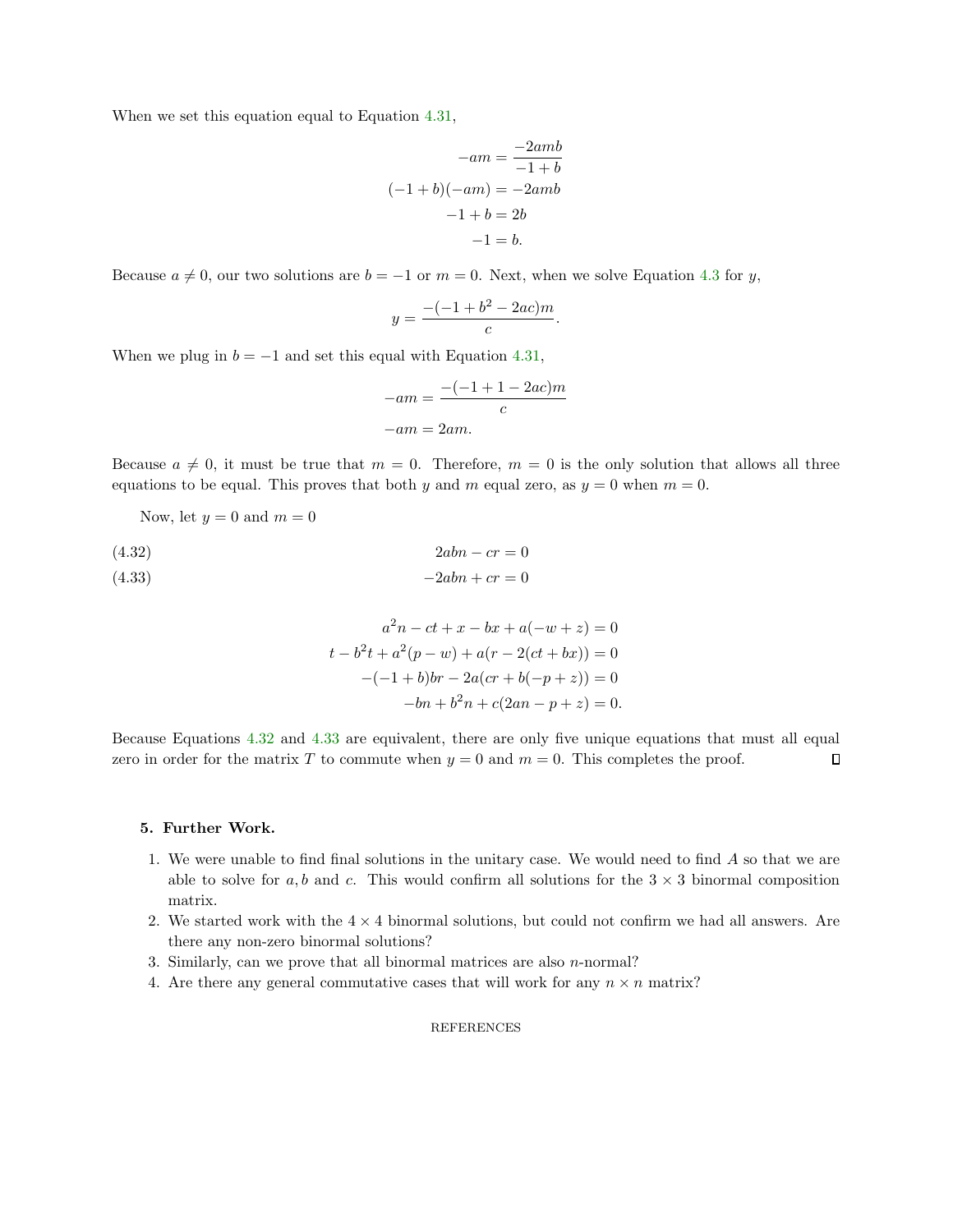When we set this equation equal to Equation 4.31,

$$
\begin{aligned}
-am &= \frac{-2amb}{-1+b} \\
(-1+b)(-am) &= -2amb \\
-1+b &= 2b \\
-1 &= b.
\end{aligned}
$$

Because $a \neq 0$, our two solutions are $b = -1$ or $m = 0$. Next, when we solve Equation 4.3 for $y$,

$$
y = \frac{-(-1+b^2-2ac)m}{c}.
$$

When we plug in $b = -1$ and set this equal with Equation 4.31,

$$
\begin{aligned}
-am &= \frac{-(-1+1-2ac)m}{c} \\
-am &= 2am.
\end{aligned}
$$

Because $a \neq 0$, it must be true that $m = 0$. Therefore, $m = 0$ is the only solution that allows all three equations to be equal. This proves that both $y$ and $m$ equal zero, as $y = 0$ when $m = 0$.

Now, let $y = 0$ and $m = 0$

$$
2abn - cr = 0 \tag{4.32}
$$

$$
-2abn + cr = 0 \tag{4.33}
$$

$$
\begin{aligned}
a^2n - ct + x - bx + a(-w+z) &= 0 \\
t - b^2t + a^2(p-w) + a(r - 2(ct+bx)) &= 0 \\
-(-1+b)br - 2a(cr + b(-p+z)) &= 0 \\
-bn + b^2n + c(2an - p + z) &= 0.
\end{aligned}
$$

Because Equations 4.32 and 4.33 are equivalent, there are only five unique equations that must all equal zero in order for the matrix $T$ to commute when $y = 0$ and $m = 0$. This completes the proof. $\square$

## 5. Further Work.

1. We were unable to find final solutions in the unitary case. We would need to find $A$ so that we are able to solve for $a, b$ and $c$. This would confirm all solutions for the $3 \times 3$ binormal composition matrix.
2. We started work with the $4 \times 4$ binormal solutions, but could not confirm we had all answers. Are there any non-zero binormal solutions?
3. Similarly, can we prove that all binormal matrices are also $n$-normal?
4. Are there any general commutative cases that will work for any $n \times n$ matrix?

REFERENCES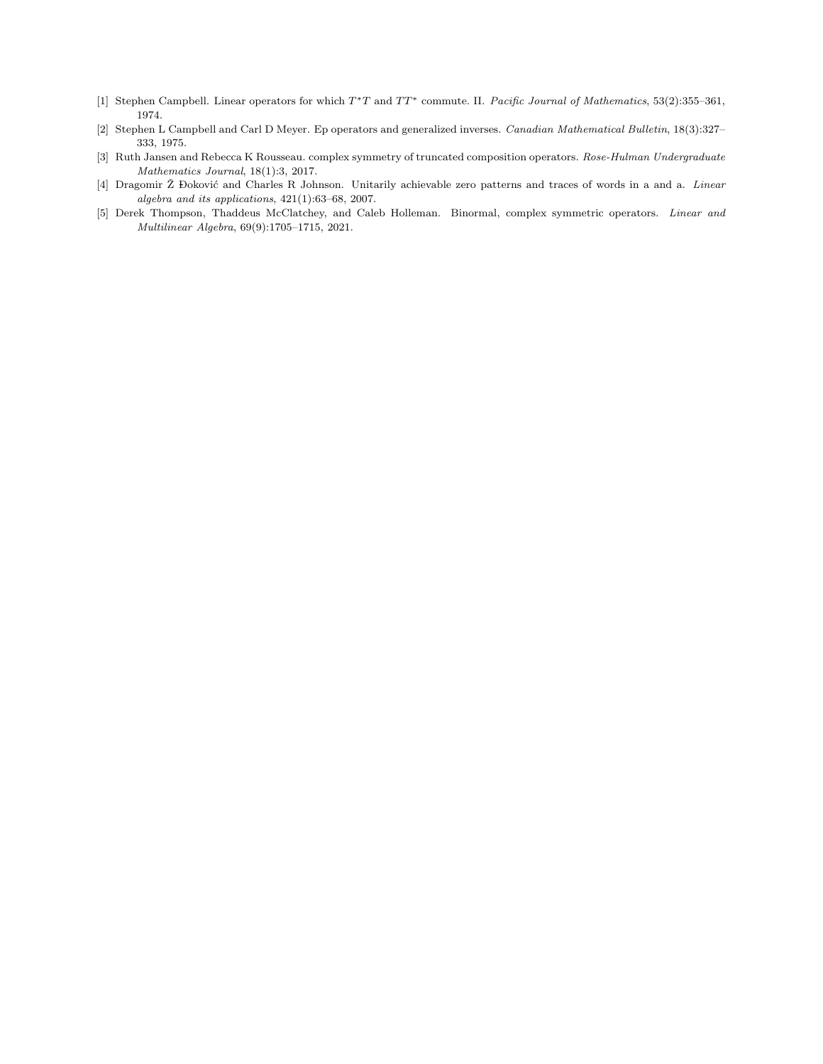[1] Stephen Campbell. Linear operators for which $T^*T$ and $TT^*$ commute. II. *Pacific Journal of Mathematics*, 53(2):355–361, 1974.

[2] Stephen L Campbell and Carl D Meyer. Ep operators and generalized inverses. *Canadian Mathematical Bulletin*, 18(3):327–333, 1975.

[3] Ruth Jansen and Rebecca K Rousseau. complex symmetry of truncated composition operators. *Rose-Hulman Undergraduate Mathematics Journal*, 18(1):3, 2017.

[4] Dragomir Ž Đoković and Charles R Johnson. Unitarily achievable zero patterns and traces of words in a and a. *Linear algebra and its applications*, 421(1):63–68, 2007.

[5] Derek Thompson, Thaddeus McClatchey, and Caleb Holleman. Binormal, complex symmetric operators. *Linear and Multilinear Algebra*, 69(9):1705–1715, 2021.